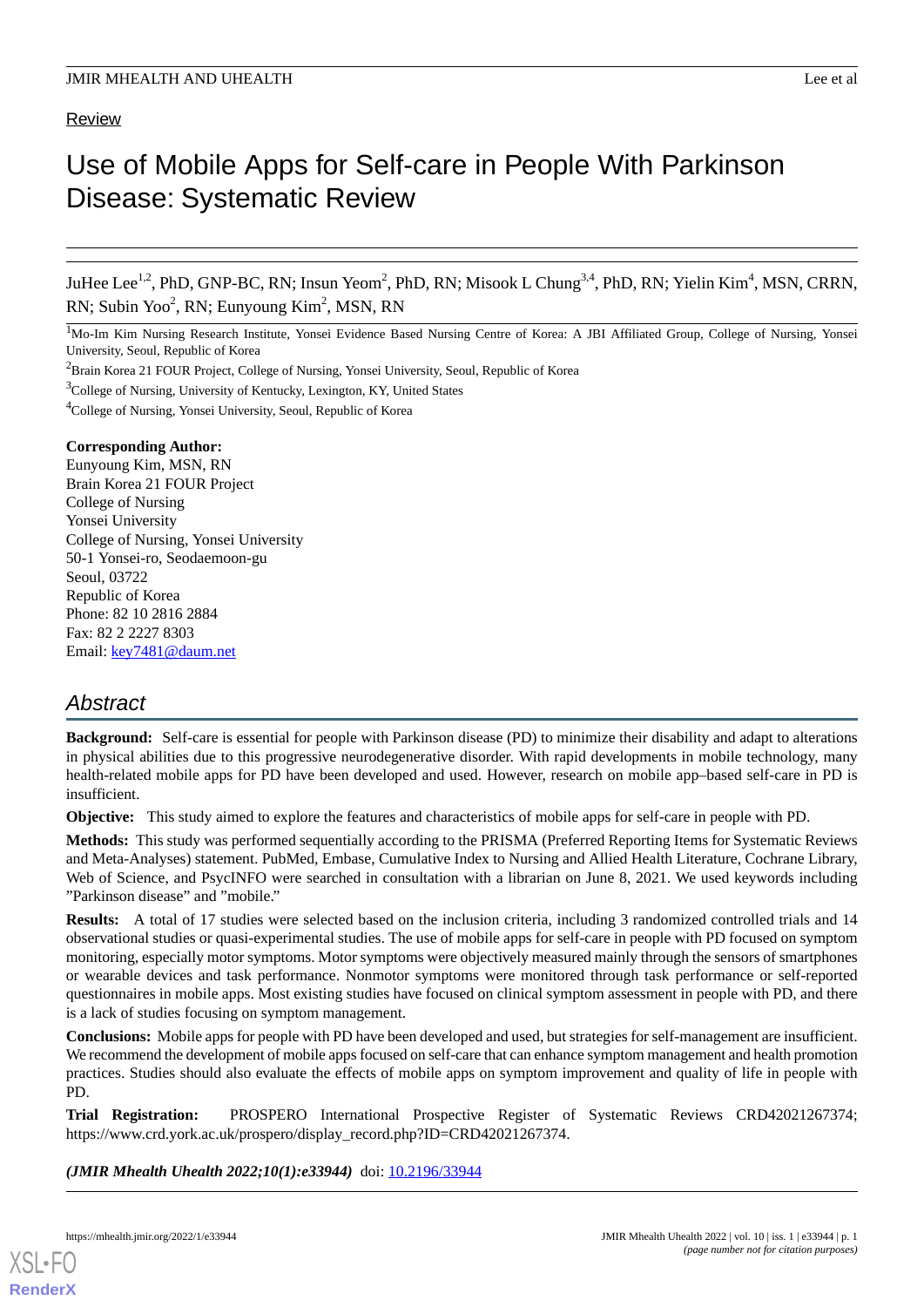Review

# Use of Mobile Apps for Self-care in People With Parkinson Disease: Systematic Review

JuHee Lee[1,2], PhD, GNP-BC, RN; Insun Yeom[2], PhD, RN; Misook L Chung[3,4], PhD, RN; Yielin Kim[4], MSN, CRRN, RN; Subin Yoo[2], RN; Eunyoung Kim[2], MSN, RN

[1]Mo-Im Kim Nursing Research Institute, Yonsei Evidence Based Nursing Centre of Korea: A JBI Affiliated Group, College of Nursing, Yonsei University, Seoul, Republic of Korea

[2]Brain Korea 21 FOUR Project, College of Nursing, Yonsei University, Seoul, Republic of Korea

[3]College of Nursing, University of Kentucky, Lexington, KY, United States

[4]College of Nursing, Yonsei University, Seoul, Republic of Korea

**Corresponding Author:**
Eunyoung Kim, MSN, RN
Brain Korea 21 FOUR Project
College of Nursing
Yonsei University
College of Nursing, Yonsei University
50-1 Yonsei-ro, Seodaemoon-gu
Seoul, 03722
Republic of Korea
Phone: 82 10 2816 2884
Fax: 82 2 2227 8303
Email: key7481@daum.net

## Abstract

**Background:** Self-care is essential for people with Parkinson disease (PD) to minimize their disability and adapt to alterations in physical abilities due to this progressive neurodegenerative disorder. With rapid developments in mobile technology, many health-related mobile apps for PD have been developed and used. However, research on mobile app–based self-care in PD is insufficient.

**Objective:** This study aimed to explore the features and characteristics of mobile apps for self-care in people with PD.

**Methods:** This study was performed sequentially according to the PRISMA (Preferred Reporting Items for Systematic Reviews and Meta-Analyses) statement. PubMed, Embase, Cumulative Index to Nursing and Allied Health Literature, Cochrane Library, Web of Science, and PsycINFO were searched in consultation with a librarian on June 8, 2021. We used keywords including "Parkinson disease" and "mobile."

**Results:** A total of 17 studies were selected based on the inclusion criteria, including 3 randomized controlled trials and 14 observational studies or quasi-experimental studies. The use of mobile apps for self-care in people with PD focused on symptom monitoring, especially motor symptoms. Motor symptoms were objectively measured mainly through the sensors of smartphones or wearable devices and task performance. Nonmotor symptoms were monitored through task performance or self-reported questionnaires in mobile apps. Most existing studies have focused on clinical symptom assessment in people with PD, and there is a lack of studies focusing on symptom management.

**Conclusions:** Mobile apps for people with PD have been developed and used, but strategies for self-management are insufficient. We recommend the development of mobile apps focused on self-care that can enhance symptom management and health promotion practices. Studies should also evaluate the effects of mobile apps on symptom improvement and quality of life in people with PD.

**Trial Registration:** PROSPERO International Prospective Register of Systematic Reviews CRD42021267374; https://www.crd.york.ac.uk/prospero/display_record.php?ID=CRD42021267374.

***(JMIR Mhealth Uhealth 2022;10(1):e33944)*** doi: 10.2196/33944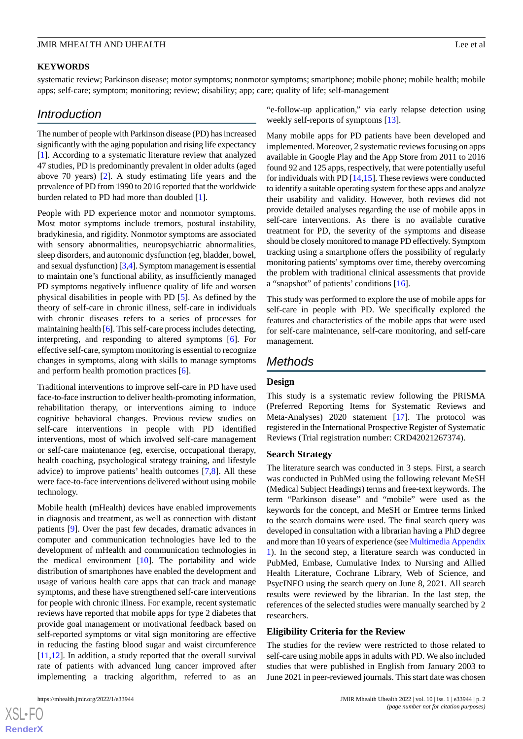## KEYWORDS

systematic review; Parkinson disease; motor symptoms; nonmotor symptoms; smartphone; mobile phone; mobile health; mobile apps; self-care; symptom; monitoring; review; disability; app; care; quality of life; self-management

## Introduction

The number of people with Parkinson disease (PD) has increased significantly with the aging population and rising life expectancy [1]. According to a systematic literature review that analyzed 47 studies, PD is predominantly prevalent in older adults (aged above 70 years) [2]. A study estimating life years and the prevalence of PD from 1990 to 2016 reported that the worldwide burden related to PD had more than doubled [1].

People with PD experience motor and nonmotor symptoms. Most motor symptoms include tremors, postural instability, bradykinesia, and rigidity. Nonmotor symptoms are associated with sensory abnormalities, neuropsychiatric abnormalities, sleep disorders, and autonomic dysfunction (eg, bladder, bowel, and sexual dysfunction) [3,4]. Symptom management is essential to maintain one's functional ability, as insufficiently managed PD symptoms negatively influence quality of life and worsen physical disabilities in people with PD [5]. As defined by the theory of self-care in chronic illness, self-care in individuals with chronic diseases refers to a series of processes for maintaining health [6]. This self-care process includes detecting, interpreting, and responding to altered symptoms [6]. For effective self-care, symptom monitoring is essential to recognize changes in symptoms, along with skills to manage symptoms and perform health promotion practices [6].

Traditional interventions to improve self-care in PD have used face-to-face instruction to deliver health-promoting information, rehabilitation therapy, or interventions aiming to induce cognitive behavioral changes. Previous review studies on self-care interventions in people with PD identified interventions, most of which involved self-care management or self-care maintenance (eg, exercise, occupational therapy, health coaching, psychological strategy training, and lifestyle advice) to improve patients' health outcomes [7,8]. All these were face-to-face interventions delivered without using mobile technology.

Mobile health (mHealth) devices have enabled improvements in diagnosis and treatment, as well as connection with distant patients [9]. Over the past few decades, dramatic advances in computer and communication technologies have led to the development of mHealth and communication technologies in the medical environment [10]. The portability and wide distribution of smartphones have enabled the development and usage of various health care apps that can track and manage symptoms, and these have strengthened self-care interventions for people with chronic illness. For example, recent systematic reviews have reported that mobile apps for type 2 diabetes that provide goal management or motivational feedback based on self-reported symptoms or vital sign monitoring are effective in reducing the fasting blood sugar and waist circumference [11,12]. In addition, a study reported that the overall survival rate of patients with advanced lung cancer improved after implementing a tracking algorithm, referred to as an "e-follow-up application," via early relapse detection using weekly self-reports of symptoms [13].

Many mobile apps for PD patients have been developed and implemented. Moreover, 2 systematic reviews focusing on apps available in Google Play and the App Store from 2011 to 2016 found 92 and 125 apps, respectively, that were potentially useful for individuals with PD [14,15]. These reviews were conducted to identify a suitable operating system for these apps and analyze their usability and validity. However, both reviews did not provide detailed analyses regarding the use of mobile apps in self-care interventions. As there is no available curative treatment for PD, the severity of the symptoms and disease should be closely monitored to manage PD effectively. Symptom tracking using a smartphone offers the possibility of regularly monitoring patients' symptoms over time, thereby overcoming the problem with traditional clinical assessments that provide a "snapshot" of patients' conditions [16].

This study was performed to explore the use of mobile apps for self-care in people with PD. We specifically explored the features and characteristics of the mobile apps that were used for self-care maintenance, self-care monitoring, and self-care management.

## Methods

### Design

This study is a systematic review following the PRISMA (Preferred Reporting Items for Systematic Reviews and Meta-Analyses) 2020 statement [17]. The protocol was registered in the International Prospective Register of Systematic Reviews (Trial registration number: CRD42021267374).

### Search Strategy

The literature search was conducted in 3 steps. First, a search was conducted in PubMed using the following relevant MeSH (Medical Subject Headings) terms and free-text keywords. The term "Parkinson disease" and "mobile" were used as the keywords for the concept, and MeSH or Emtree terms linked to the search domains were used. The final search query was developed in consultation with a librarian having a PhD degree and more than 10 years of experience (see Multimedia Appendix 1). In the second step, a literature search was conducted in PubMed, Embase, Cumulative Index to Nursing and Allied Health Literature, Cochrane Library, Web of Science, and PsycINFO using the search query on June 8, 2021. All search results were reviewed by the librarian. In the last step, the references of the selected studies were manually searched by 2 researchers.

### Eligibility Criteria for the Review

The studies for the review were restricted to those related to self-care using mobile apps in adults with PD. We also included studies that were published in English from January 2003 to June 2021 in peer-reviewed journals. This start date was chosen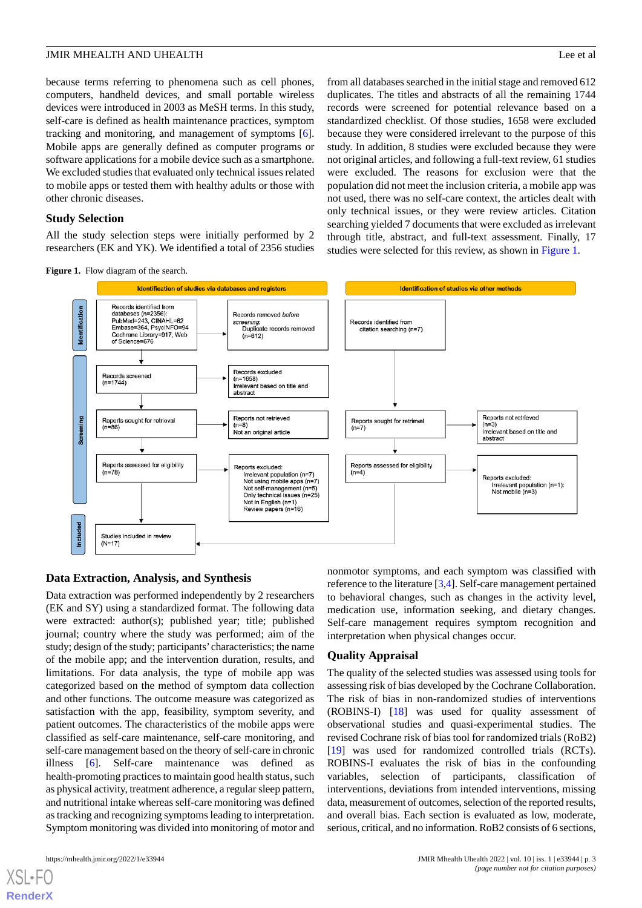because terms referring to phenomena such as cell phones, computers, handheld devices, and small portable wireless devices were introduced in 2003 as MeSH terms. In this study, self-care is defined as health maintenance practices, symptom tracking and monitoring, and management of symptoms [6]. Mobile apps are generally defined as computer programs or software applications for a mobile device such as a smartphone. We excluded studies that evaluated only technical issues related to mobile apps or tested them with healthy adults or those with other chronic diseases.

## Study Selection

All the study selection steps were initially performed by 2 researchers (EK and YK). We identified a total of 2356 studies from all databases searched in the initial stage and removed 612 duplicates. The titles and abstracts of all the remaining 1744 records were screened for potential relevance based on a standardized checklist. Of those studies, 1658 were excluded because they were considered irrelevant to the purpose of this study. In addition, 8 studies were excluded because they were not original articles, and following a full-text review, 61 studies were excluded. The reasons for exclusion were that the population did not meet the inclusion criteria, a mobile app was not used, there was no self-care context, the articles dealt with only technical issues, or they were review articles. Citation searching yielded 7 documents that were excluded as irrelevant through title, abstract, and full-text assessment. Finally, 17 studies were selected for this review, as shown in Figure 1.

**Figure 1.** Flow diagram of the search.

**Identification of studies via databases and registers**

- Identification:
  - Records identified from databases (n=2356): PubMed=243, CINAHL=62, Embase=364, PsycINFO=94, Cochrane Library=917, Web of Science=676
  - Records removed *before screening*: Duplicate records removed (n=612)
- Screening:
  - Records screened (n=1744) → Records excluded (n=1658): Irrelevant based on title and abstract
  - Reports sought for retrieval (n=86) → Reports not retrieved (n=8): Not an original article
  - Reports assessed for eligibility (n=78) → Reports excluded: Irrelevant population (n=7); Not using mobile apps (n=7); Not self-management (n=5); Only technical issues (n=25); Not in English (n=1); Review papers (n=16)
- Included:
  - Studies included in review (N=17)

**Identification of studies via other methods**

- Records identified from citation searching (n=7)
- Reports sought for retrieval (n=7) → Reports not retrieved (n=3): Irrelevant based on title and abstract
- Reports assessed for eligibility (n=4) → Reports excluded: Irrelevant population (n=1); Not mobile (n=3)

## Data Extraction, Analysis, and Synthesis

Data extraction was performed independently by 2 researchers (EK and SY) using a standardized format. The following data were extracted: author(s); published year; title; published journal; country where the study was performed; aim of the study; design of the study; participants' characteristics; the name of the mobile app; and the intervention duration, results, and limitations. For data analysis, the type of mobile app was categorized based on the method of symptom data collection and other functions. The outcome measure was categorized as satisfaction with the app, feasibility, symptom severity, and patient outcomes. The characteristics of the mobile apps were classified as self-care maintenance, self-care monitoring, and self-care management based on the theory of self-care in chronic illness [6]. Self-care maintenance was defined as health-promoting practices to maintain good health status, such as physical activity, treatment adherence, a regular sleep pattern, and nutritional intake whereas self-care monitoring was defined as tracking and recognizing symptoms leading to interpretation. Symptom monitoring was divided into monitoring of motor and nonmotor symptoms, and each symptom was classified with reference to the literature [3,4]. Self-care management pertained to behavioral changes, such as changes in the activity level, medication use, information seeking, and dietary changes. Self-care management requires symptom recognition and interpretation when physical changes occur.

## Quality Appraisal

The quality of the selected studies was assessed using tools for assessing risk of bias developed by the Cochrane Collaboration. The risk of bias in non-randomized studies of interventions (ROBINS-I) [18] was used for quality assessment of observational studies and quasi-experimental studies. The revised Cochrane risk of bias tool for randomized trials (RoB2) [19] was used for randomized controlled trials (RCTs). ROBINS-I evaluates the risk of bias in the confounding variables, selection of participants, classification of interventions, deviations from intended interventions, missing data, measurement of outcomes, selection of the reported results, and overall bias. Each section is evaluated as low, moderate, serious, critical, and no information. RoB2 consists of 6 sections,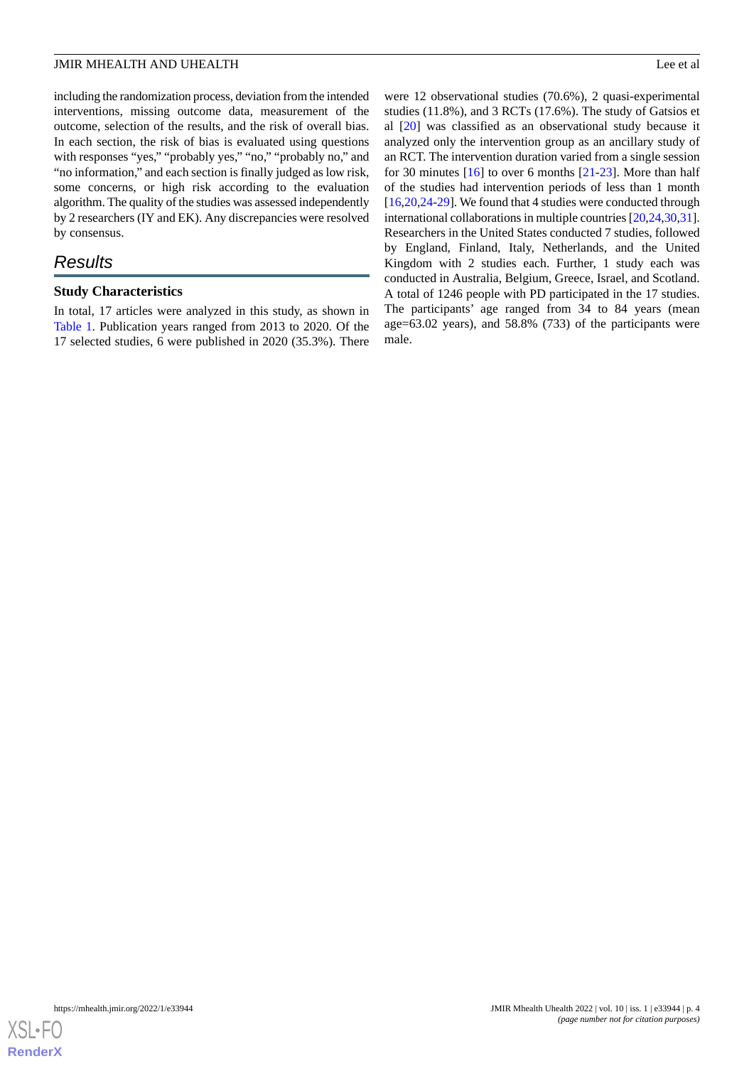including the randomization process, deviation from the intended interventions, missing outcome data, measurement of the outcome, selection of the results, and the risk of overall bias. In each section, the risk of bias is evaluated using questions with responses "yes," "probably yes," "no," "probably no," and "no information," and each section is finally judged as low risk, some concerns, or high risk according to the evaluation algorithm. The quality of the studies was assessed independently by 2 researchers (IY and EK). Any discrepancies were resolved by consensus.

## Results

### Study Characteristics

In total, 17 articles were analyzed in this study, as shown in Table 1. Publication years ranged from 2013 to 2020. Of the 17 selected studies, 6 were published in 2020 (35.3%). There were 12 observational studies (70.6%), 2 quasi-experimental studies (11.8%), and 3 RCTs (17.6%). The study of Gatsios et al [20] was classified as an observational study because it analyzed only the intervention group as an ancillary study of an RCT. The intervention duration varied from a single session for 30 minutes [16] to over 6 months [21-23]. More than half of the studies had intervention periods of less than 1 month [16,20,24-29]. We found that 4 studies were conducted through international collaborations in multiple countries [20,24,30,31]. Researchers in the United States conducted 7 studies, followed by England, Finland, Italy, Netherlands, and the United Kingdom with 2 studies each. Further, 1 study each was conducted in Australia, Belgium, Greece, Israel, and Scotland. A total of 1246 people with PD participated in the 17 studies. The participants' age ranged from 34 to 84 years (mean age=63.02 years), and 58.8% (733) of the participants were male.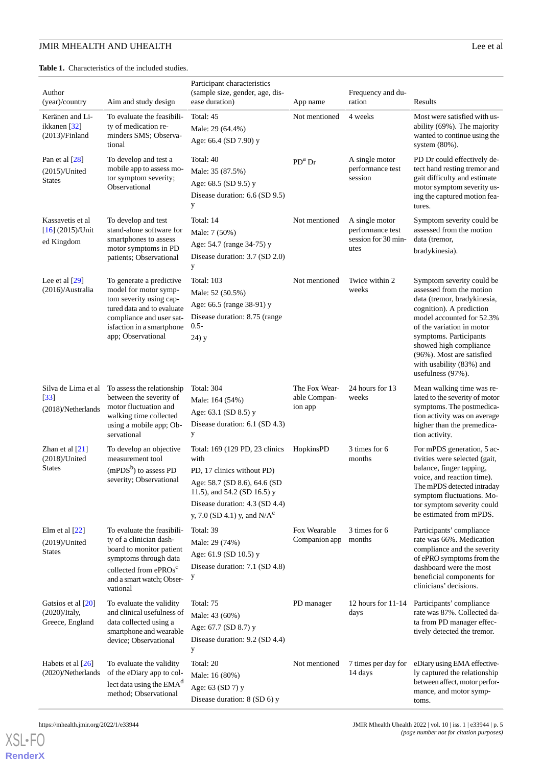**Table 1.** Characteristics of the included studies.

| Author (year)/country | Aim and study design | Participant characteristics (sample size, gender, age, disease duration) | App name | Frequency and duration | Results |
|---|---|---|---|---|---|
| Keränen and Liikkanen [32] (2013)/Finland | To evaluate the feasibility of medication reminders SMS; Observational | Total: 45<br>Male: 29 (64.4%)<br>Age: 66.4 (SD 7.90) y | Not mentioned | 4 weeks | Most were satisfied with usability (69%). The majority wanted to continue using the system (80%). |
| Pan et al [28] (2015)/United States | To develop and test a mobile app to assess motor symptom severity; Observational | Total: 40<br>Male: 35 (87.5%)<br>Age: 68.5 (SD 9.5) y<br>Disease duration: 6.6 (SD 9.5) y | PD[a] Dr | A single motor performance test session | PD Dr could effectively detect hand resting tremor and gait difficulty and estimate motor symptom severity using the captured motion features. |
| Kassavetis et al [16] (2015)/United Kingdom | To develop and test stand-alone software for smartphones to assess motor symptoms in PD patients; Observational | Total: 14<br>Male: 7 (50%)<br>Age: 54.7 (range 34-75) y<br>Disease duration: 3.7 (SD 2.0) y | Not mentioned | A single motor performance test session for 30 minutes | Symptom severity could be assessed from the motion data (tremor, bradykinesia). |
| Lee et al [29] (2016)/Australia | To generate a predictive model for motor symptom severity using captured data and to evaluate compliance and user satisfaction in a smartphone app; Observational | Total: 103<br>Male: 52 (50.5%)<br>Age: 66.5 (range 38-91) y<br>Disease duration: 8.75 (range 0.5-24) y | Not mentioned | Twice within 2 weeks | Symptom severity could be assessed from the motion data (tremor, bradykinesia, cognition). A prediction model accounted for 52.3% of the variation in motor symptoms. Participants showed high compliance (96%). Most are satisfied with usability (83%) and usefulness (97%). |
| Silva de Lima et al [33] (2018)/Netherlands | To assess the relationship between the severity of motor fluctuation and walking time collected using a mobile app; Observational | Total: 304<br>Male: 164 (54%)<br>Age: 63.1 (SD 8.5) y<br>Disease duration: 6.1 (SD 4.3) y | The Fox Wearable Companion app | 24 hours for 13 weeks | Mean walking time was related to the severity of motor symptoms. The postmedication activity was on average higher than the premedication activity. |
| Zhan et al [21] (2018)/United States | To develop an objective measurement tool (mPDS[b]) to assess PD severity; Observational | Total: 169 (129 PD, 23 clinics with PD, 17 clinics without PD)<br>Age: 58.7 (SD 8.6), 64.6 (SD 11.5), and 54.2 (SD 16.5) y<br>Disease duration: 4.3 (SD 4.4) y, 7.0 (SD 4.1) y, and N/A[c] | HopkinsPD | 3 times for 6 months | For mPDS generation, 5 activities were selected (gait, balance, finger tapping, voice, and reaction time). The mPDS detected intraday symptom fluctuations. Motor symptom severity could be estimated from mPDS. |
| Elm et al [22] (2019)/United States | To evaluate the feasibility of a clinician dashboard to monitor patient symptoms through data collected from ePROs[c] and a smart watch; Observational | Total: 39<br>Male: 29 (74%)<br>Age: 61.9 (SD 10.5) y<br>Disease duration: 7.1 (SD 4.8) y | Fox Wearable Companion app | 3 times for 6 months | Participants' compliance rate was 66%. Medication compliance and the severity of ePRO symptoms from the dashboard were the most beneficial components for clinicians' decisions. |
| Gatsios et al [20] (2020)/Italy, Greece, England | To evaluate the validity and clinical usefulness of data collected using a smartphone and wearable device; Observational | Total: 75<br>Male: 43 (60%)<br>Age: 67.7 (SD 8.7) y<br>Disease duration: 9.2 (SD 4.4) y | PD manager | 12 hours for 11-14 days | Participants' compliance rate was 87%. Collected data from PD manager effectively detected the tremor. |
| Habets et al [26] (2020)/Netherlands | To evaluate the validity of the eDiary app to collect data using the EMA[d] method; Observational | Total: 20<br>Male: 16 (80%)<br>Age: 63 (SD 7) y<br>Disease duration: 8 (SD 6) y | Not mentioned | 7 times per day for 14 days | eDiary using EMA effectively captured the relationship between affect, motor performance, and motor symptoms. |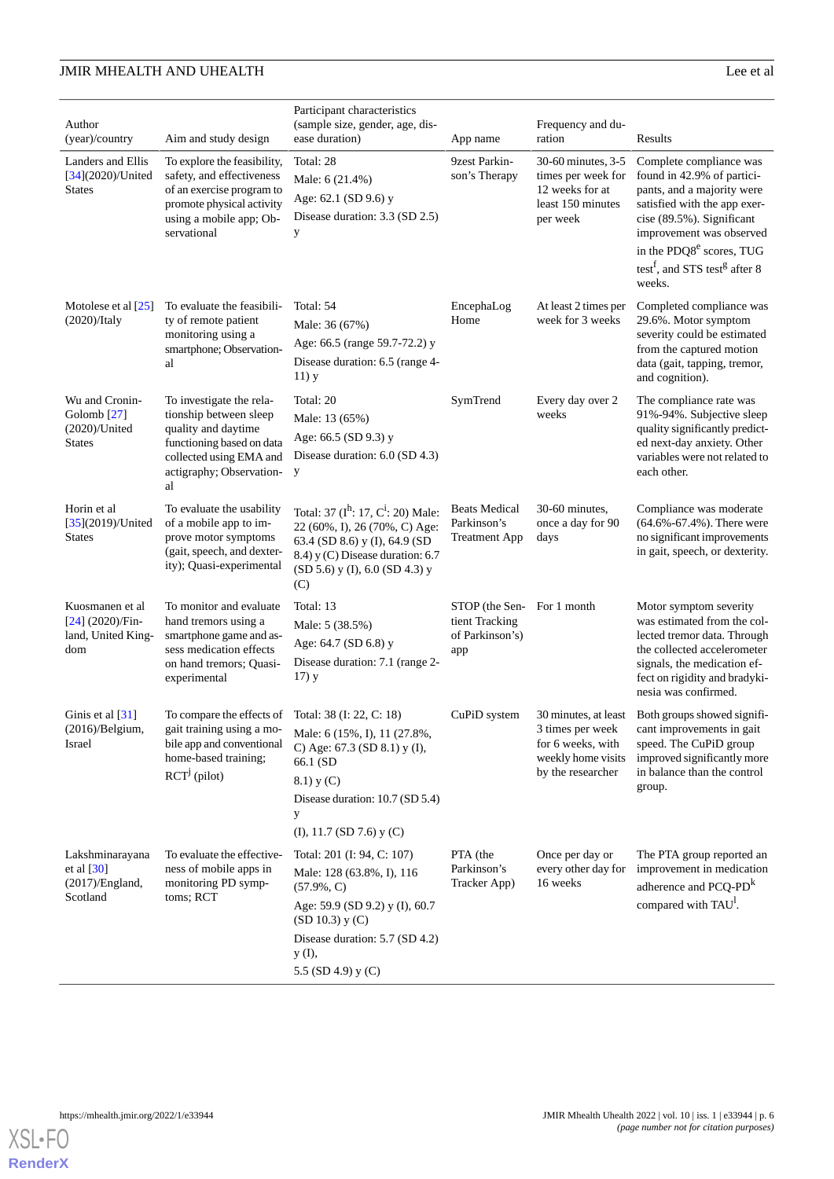| Author (year)/country | Aim and study design | Participant characteristics (sample size, gender, age, disease duration) | App name | Frequency and duration | Results |
|---|---|---|---|---|---|
| Landers and Ellis [34](2020)/United States | To explore the feasibility, safety, and effectiveness of an exercise program to promote physical activity using a mobile app; Observational | Total: 28<br>Male: 6 (21.4%)<br>Age: 62.1 (SD 9.6) y<br>Disease duration: 3.3 (SD 2.5) y | 9zest Parkinson's Therapy | 30-60 minutes, 3-5 times per week for 12 weeks for at least 150 minutes per week | Complete compliance was found in 42.9% of participants, and a majority were satisfied with the app exercise (89.5%). Significant improvement was observed in the PDQ8[e] scores, TUG test[f], and STS test[g] after 8 weeks. |
| Motolese et al [25] (2020)/Italy | To evaluate the feasibility of remote patient monitoring using a smartphone; Observational | Total: 54<br>Male: 36 (67%)<br>Age: 66.5 (range 59.7-72.2) y<br>Disease duration: 6.5 (range 4-11) y | EncephaLog Home | At least 2 times per week for 3 weeks | Completed compliance was 29.6%. Motor symptom severity could be estimated from the captured motion data (gait, tapping, tremor, and cognition). |
| Wu and Cronin-Golomb [27] (2020)/United States | To investigate the relationship between sleep quality and daytime functioning based on data collected using EMA and actigraphy; Observational | Total: 20<br>Male: 13 (65%)<br>Age: 66.5 (SD 9.3) y<br>Disease duration: 6.0 (SD 4.3) y | SymTrend | Every day over 2 weeks | The compliance rate was 91%-94%. Subjective sleep quality significantly predicted next-day anxiety. Other variables were not related to each other. |
| Horin et al [35](2019)/United States | To evaluate the usability of a mobile app to improve motor symptoms (gait, speech, and dexterity); Quasi-experimental | Total: 37 (I[h]: 17, C[i]: 20) Male: 22 (60%, I), 26 (70%, C) Age: 63.4 (SD 8.6) y (I), 64.9 (SD 8.4) y (C) Disease duration: 6.7 (SD 5.6) y (I), 6.0 (SD 4.3) y (C) | Beats Medical Parkinson's Treatment App | 30-60 minutes, once a day for 90 days | Compliance was moderate (64.6%-67.4%). There were no significant improvements in gait, speech, or dexterity. |
| Kuosmanen et al [24] (2020)/Finland, United Kingdom | To monitor and evaluate hand tremors using a smartphone game and assess medication effects on hand tremors; Quasi-experimental | Total: 13<br>Male: 5 (38.5%)<br>Age: 64.7 (SD 6.8) y<br>Disease duration: 7.1 (range 2-17) y | STOP (the Sentient Tracking of Parkinson's) app | For 1 month | Motor symptom severity was estimated from the collected tremor data. Through the collected accelerometer signals, the medication effect on rigidity and bradykinesia was confirmed. |
| Ginis et al [31] (2016)/Belgium, Israel | To compare the effects of gait training using a mobile app and conventional home-based training; RCT[j] (pilot) | Total: 38 (I: 22, C: 18)<br>Male: 6 (15%, I), 11 (27.8%, C) Age: 67.3 (SD 8.1) y (I), 66.1 (SD<br>8.1) y (C)<br>Disease duration: 10.7 (SD 5.4) y<br>(I), 11.7 (SD 7.6) y (C) | CuPiD system | 30 minutes, at least 3 times per week for 6 weeks, with weekly home visits by the researcher | Both groups showed significant improvements in gait speed. The CuPiD group improved significantly more in balance than the control group. |
| Lakshminarayana et al [30] (2017)/England, Scotland | To evaluate the effectiveness of mobile apps in monitoring PD symptoms; RCT | Total: 201 (I: 94, C: 107)<br>Male: 128 (63.8%, I), 116 (57.9%, C)<br>Age: 59.9 (SD 9.2) y (I), 60.7 (SD 10.3) y (C)<br>Disease duration: 5.7 (SD 4.2) y (I),<br>5.5 (SD 4.9) y (C) | PTA (the Parkinson's Tracker App) | Once per day or every other day for 16 weeks | The PTA group reported an improvement in medication adherence and PCQ-PD[k] compared with TAU[l]. |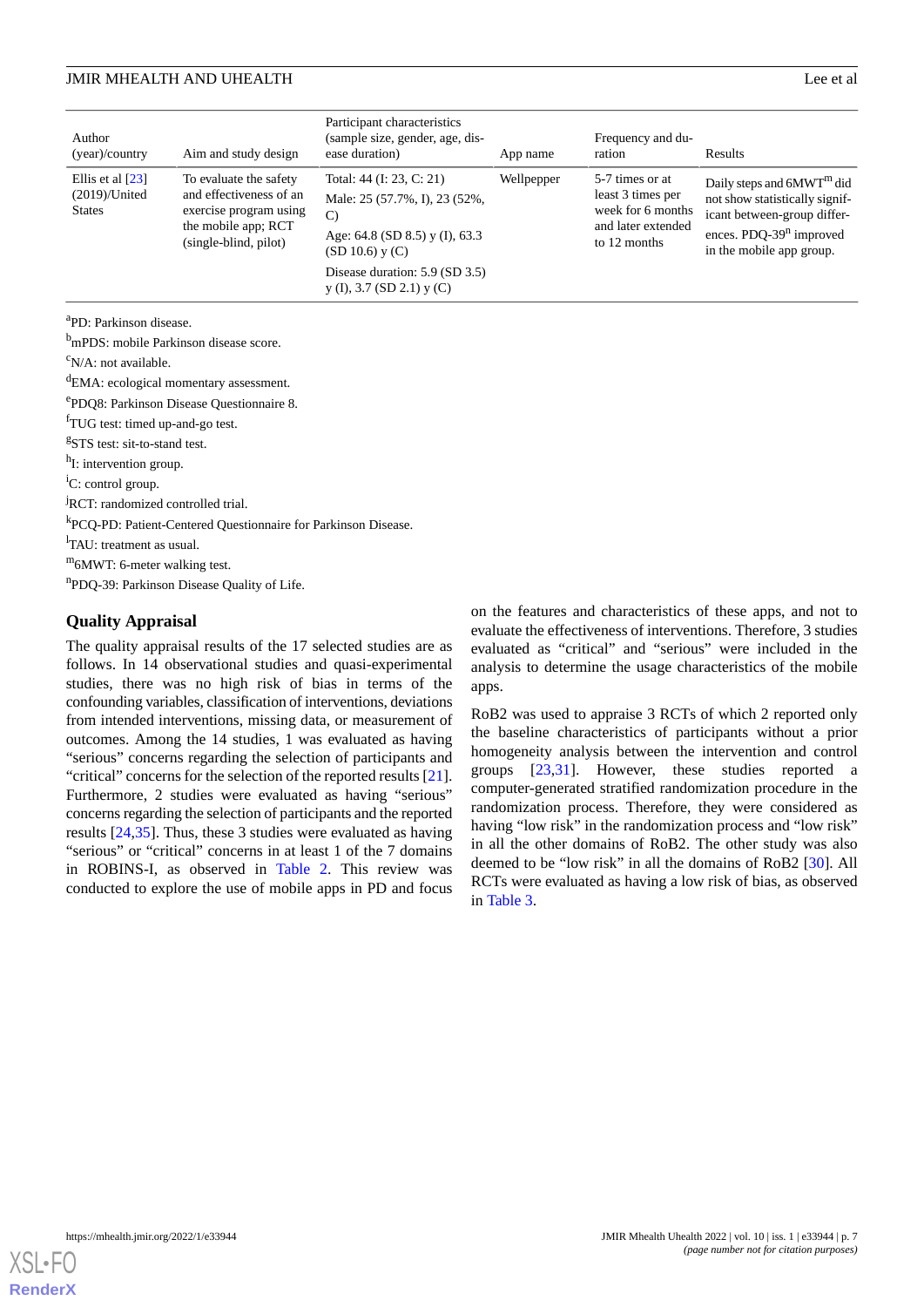| Author (year)/country | Aim and study design | Participant characteristics (sample size, gender, age, disease duration) | App name | Frequency and duration | Results |
|---|---|---|---|---|---|
| Ellis et al [23] (2019)/United States | To evaluate the safety and effectiveness of an exercise program using the mobile app; RCT (single-blind, pilot) | Total: 44 (I: 23, C: 21)<br>Male: 25 (57.7%, I), 23 (52%, C)<br>Age: 64.8 (SD 8.5) y (I), 63.3 (SD 10.6) y (C)<br>Disease duration: 5.9 (SD 3.5) y (I), 3.7 (SD 2.1) y (C) | Wellpepper | 5-7 times or at least 3 times per week for 6 months and later extended to 12 months | Daily steps and 6MWT[m] did not show statistically significant between-group differences. PDQ-39[n] improved in the mobile app group. |

[a]PD: Parkinson disease.

[b]mPDS: mobile Parkinson disease score.

[c]N/A: not available.

[d]EMA: ecological momentary assessment.

[e]PDQ8: Parkinson Disease Questionnaire 8.

[f]TUG test: timed up-and-go test.

[g]STS test: sit-to-stand test.

[h]I: intervention group.

[i]C: control group.

[j]RCT: randomized controlled trial.

[k]PCQ-PD: Patient-Centered Questionnaire for Parkinson Disease.

[l]TAU: treatment as usual.

[m]6MWT: 6-meter walking test.

[n]PDQ-39: Parkinson Disease Quality of Life.

## Quality Appraisal

The quality appraisal results of the 17 selected studies are as follows. In 14 observational studies and quasi-experimental studies, there was no high risk of bias in terms of the confounding variables, classification of interventions, deviations from intended interventions, missing data, or measurement of outcomes. Among the 14 studies, 1 was evaluated as having "serious" concerns regarding the selection of participants and "critical" concerns for the selection of the reported results [21]. Furthermore, 2 studies were evaluated as having "serious" concerns regarding the selection of participants and the reported results [24,35]. Thus, these 3 studies were evaluated as having "serious" or "critical" concerns in at least 1 of the 7 domains in ROBINS-I, as observed in Table 2. This review was conducted to explore the use of mobile apps in PD and focus on the features and characteristics of these apps, and not to evaluate the effectiveness of interventions. Therefore, 3 studies evaluated as "critical" and "serious" were included in the analysis to determine the usage characteristics of the mobile apps.

RoB2 was used to appraise 3 RCTs of which 2 reported only the baseline characteristics of participants without a prior homogeneity analysis between the intervention and control groups [23,31]. However, these studies reported a computer-generated stratified randomization procedure in the randomization process. Therefore, they were considered as having "low risk" in the randomization process and "low risk" in all the other domains of RoB2. The other study was also deemed to be "low risk" in all the domains of RoB2 [30]. All RCTs were evaluated as having a low risk of bias, as observed in Table 3.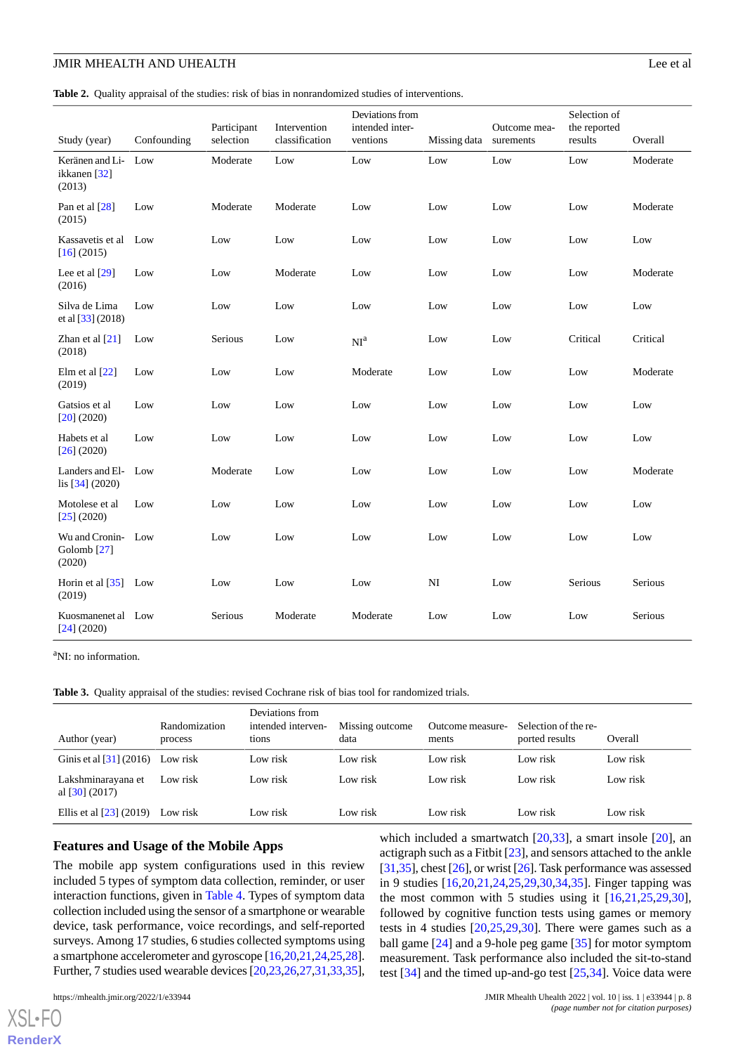**Table 2.** Quality appraisal of the studies: risk of bias in nonrandomized studies of interventions.

| Study (year) | Confounding | Participant selection | Intervention classification | Deviations from intended interventions | Missing data | Outcome measurements | Selection of the reported results | Overall |
|---|---|---|---|---|---|---|---|---|
| Keränen and Liikkanen [32] (2013) | Low | Moderate | Low | Low | Low | Low | Low | Moderate |
| Pan et al [28] (2015) | Low | Moderate | Moderate | Low | Low | Low | Low | Moderate |
| Kassavetis et al [16] (2015) | Low | Low | Low | Low | Low | Low | Low | Low |
| Lee et al [29] (2016) | Low | Low | Moderate | Low | Low | Low | Low | Moderate |
| Silva de Lima et al [33] (2018) | Low | Low | Low | Low | Low | Low | Low | Low |
| Zhan et al [21] (2018) | Low | Serious | Low | NI[a] | Low | Low | Critical | Critical |
| Elm et al [22] (2019) | Low | Low | Low | Moderate | Low | Low | Low | Moderate |
| Gatsios et al [20] (2020) | Low | Low | Low | Low | Low | Low | Low | Low |
| Habets et al [26] (2020) | Low | Low | Low | Low | Low | Low | Low | Low |
| Landers and Ellis [34] (2020) | Low | Moderate | Low | Low | Low | Low | Low | Moderate |
| Motolese et al [25] (2020) | Low | Low | Low | Low | Low | Low | Low | Low |
| Wu and Cronin-Golomb [27] (2020) | Low | Low | Low | Low | Low | Low | Low | Low |
| Horin et al [35] (2019) | Low | Low | Low | Low | NI | Low | Serious | Serious |
| Kuosmanenet al [24] (2020) | Low | Serious | Moderate | Moderate | Low | Low | Low | Serious |

[a]NI: no information.

**Table 3.** Quality appraisal of the studies: revised Cochrane risk of bias tool for randomized trials.

| Author (year) | Randomization process | Deviations from intended interventions | Missing outcome data | Outcome measurements | Selection of the reported results | Overall |
|---|---|---|---|---|---|---|
| Ginis et al [31] (2016) | Low risk | Low risk | Low risk | Low risk | Low risk | Low risk |
| Lakshminarayana et al [30] (2017) | Low risk | Low risk | Low risk | Low risk | Low risk | Low risk |
| Ellis et al [23] (2019) | Low risk | Low risk | Low risk | Low risk | Low risk | Low risk |

## Features and Usage of the Mobile Apps

The mobile app system configurations used in this review included 5 types of symptom data collection, reminder, or user interaction functions, given in Table 4. Types of symptom data collection included using the sensor of a smartphone or wearable device, task performance, voice recordings, and self-reported surveys. Among 17 studies, 6 studies collected symptoms using a smartphone accelerometer and gyroscope [16,20,21,24,25,28]. Further, 7 studies used wearable devices [20,23,26,27,31,33,35], which included a smartwatch [20,33], a smart insole [20], an actigraph such as a Fitbit [23], and sensors attached to the ankle [31,35], chest [26], or wrist [26]. Task performance was assessed in 9 studies [16,20,21,24,25,29,30,34,35]. Finger tapping was the most common with 5 studies using it [16,21,25,29,30], followed by cognitive function tests using games or memory tests in 4 studies [20,25,29,30]. There were games such as a ball game [24] and a 9-hole peg game [35] for motor symptom measurement. Task performance also included the sit-to-stand test [34] and the timed up-and-go test [25,34]. Voice data were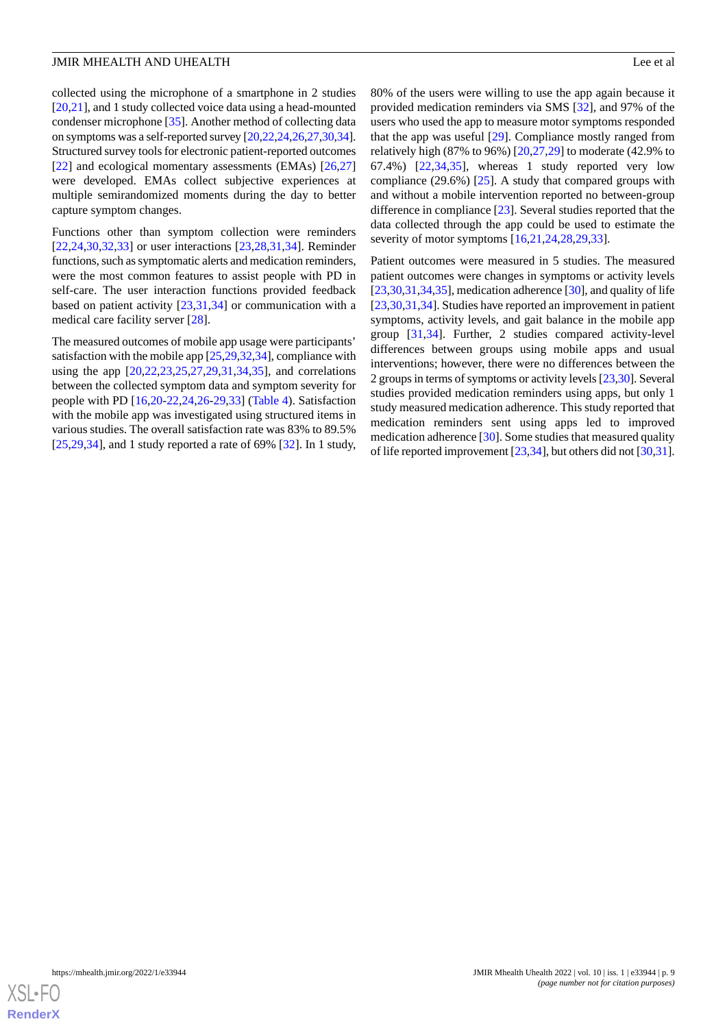collected using the microphone of a smartphone in 2 studies [20,21], and 1 study collected voice data using a head-mounted condenser microphone [35]. Another method of collecting data on symptoms was a self-reported survey [20,22,24,26,27,30,34]. Structured survey tools for electronic patient-reported outcomes [22] and ecological momentary assessments (EMAs) [26,27] were developed. EMAs collect subjective experiences at multiple semirandomized moments during the day to better capture symptom changes.

Functions other than symptom collection were reminders [22,24,30,32,33] or user interactions [23,28,31,34]. Reminder functions, such as symptomatic alerts and medication reminders, were the most common features to assist people with PD in self-care. The user interaction functions provided feedback based on patient activity [23,31,34] or communication with a medical care facility server [28].

The measured outcomes of mobile app usage were participants' satisfaction with the mobile app [25,29,32,34], compliance with using the app [20,22,23,25,27,29,31,34,35], and correlations between the collected symptom data and symptom severity for people with PD [16,20-22,24,26-29,33] (Table 4). Satisfaction with the mobile app was investigated using structured items in various studies. The overall satisfaction rate was 83% to 89.5% [25,29,34], and 1 study reported a rate of 69% [32]. In 1 study, 80% of the users were willing to use the app again because it provided medication reminders via SMS [32], and 97% of the users who used the app to measure motor symptoms responded that the app was useful [29]. Compliance mostly ranged from relatively high (87% to 96%) [20,27,29] to moderate (42.9% to 67.4%) [22,34,35], whereas 1 study reported very low compliance (29.6%) [25]. A study that compared groups with and without a mobile intervention reported no between-group difference in compliance [23]. Several studies reported that the data collected through the app could be used to estimate the severity of motor symptoms [16,21,24,28,29,33].

Patient outcomes were measured in 5 studies. The measured patient outcomes were changes in symptoms or activity levels [23,30,31,34,35], medication adherence [30], and quality of life [23,30,31,34]. Studies have reported an improvement in patient symptoms, activity levels, and gait balance in the mobile app group [31,34]. Further, 2 studies compared activity-level differences between groups using mobile apps and usual interventions; however, there were no differences between the 2 groups in terms of symptoms or activity levels [23,30]. Several studies provided medication reminders using apps, but only 1 study measured medication adherence. This study reported that medication reminders sent using apps led to improved medication adherence [30]. Some studies that measured quality of life reported improvement [23,34], but others did not [30,31].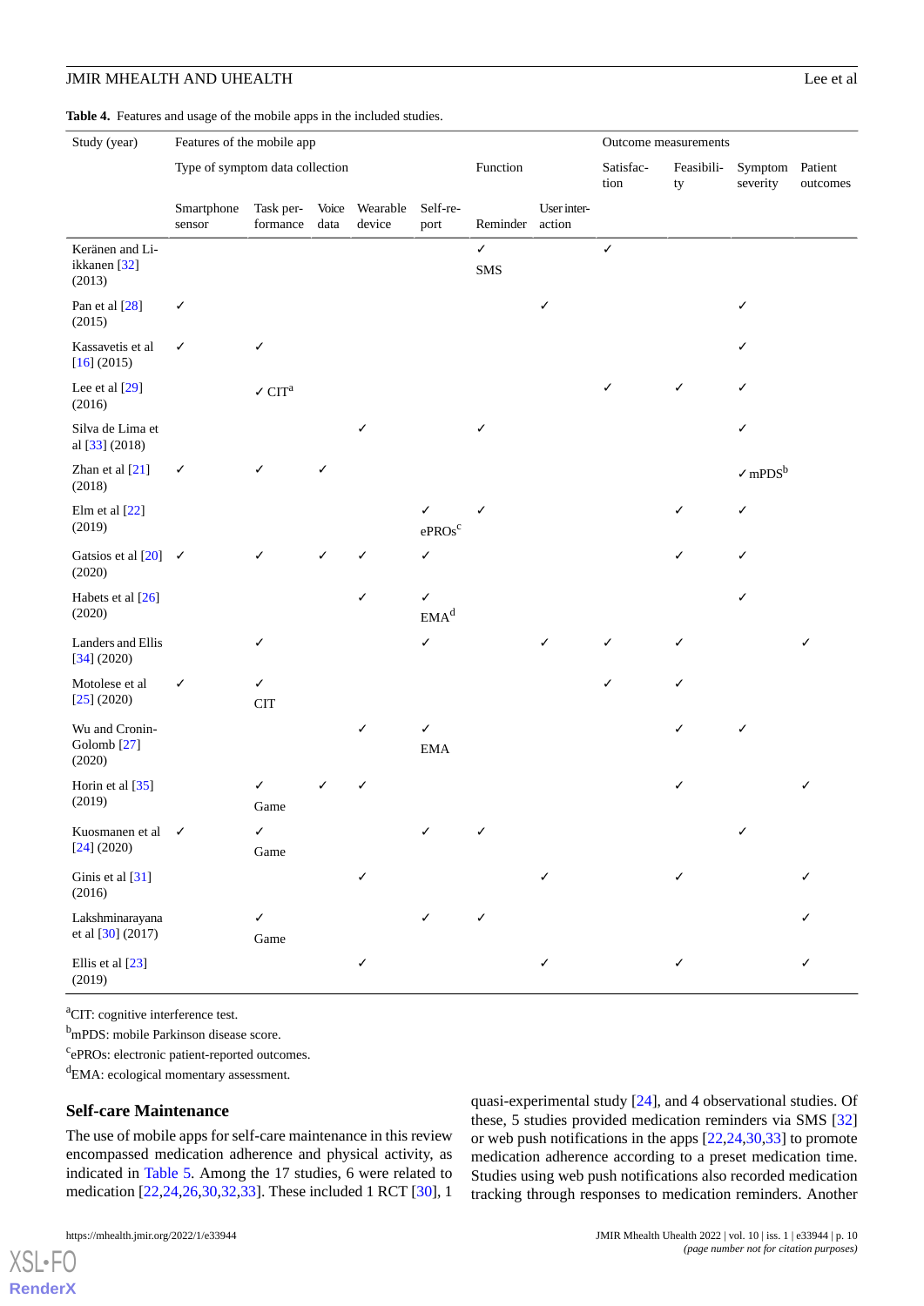**Table 4.** Features and usage of the mobile apps in the included studies.

| Study (year) | Features of the mobile app | | | | | | | Outcome measurements | | | |
|---|---|---|---|---|---|---|---|---|---|---|---|
| | Type of symptom data collection | | | | | Function | | Satisfaction | Feasibility | Symptom severity | Patient outcomes |
| | Smartphone sensor | Task performance | Voice data | Wearable device | Self-report | Reminder | User interaction | | | | |
| Keränen and Liikkanen [32] (2013) | | | | | | ✓ SMS | | ✓ | | | |
| Pan et al [28] (2015) | ✓ | | | | | | ✓ | | | ✓ | |
| Kassavetis et al [16] (2015) | ✓ | ✓ | | | | | | | | ✓ | |
| Lee et al [29] (2016) | | ✓ CIT[a] | | | | | | ✓ | ✓ | ✓ | |
| Silva de Lima et al [33] (2018) | | | | ✓ | | ✓ | | | | ✓ | |
| Zhan et al [21] (2018) | ✓ | ✓ | ✓ | | | | | | | ✓ mPDS[b] | |
| Elm et al [22] (2019) | | | | | ✓ ePROs[c] | ✓ | | | ✓ | ✓ | |
| Gatsios et al [20] (2020) | ✓ | ✓ | ✓ | ✓ | ✓ | | | | ✓ | ✓ | |
| Habets et al [26] (2020) | | | | ✓ | ✓ EMA[d] | | | | | ✓ | |
| Landers and Ellis [34] (2020) | | ✓ | | | ✓ | | ✓ | ✓ | ✓ | | ✓ |
| Motolese et al [25] (2020) | ✓ | ✓ CIT | | | | | | ✓ | ✓ | | |
| Wu and Cronin-Golomb [27] (2020) | | | | ✓ | ✓ EMA | | | | ✓ | ✓ | |
| Horin et al [35] (2019) | | ✓ Game | ✓ | ✓ | | | | | ✓ | | ✓ |
| Kuosmanen et al [24] (2020) | ✓ | ✓ Game | | | ✓ | ✓ | | | | ✓ | |
| Ginis et al [31] (2016) | | | | ✓ | | | ✓ | | ✓ | | ✓ |
| Lakshminarayana et al [30] (2017) | | ✓ Game | | | ✓ | ✓ | | | | | ✓ |
| Ellis et al [23] (2019) | | | | ✓ | | | ✓ | | ✓ | | ✓ |

[a]CIT: cognitive interference test.

[b]mPDS: mobile Parkinson disease score.

[c]ePROs: electronic patient-reported outcomes.

[d]EMA: ecological momentary assessment.

## Self-care Maintenance

The use of mobile apps for self-care maintenance in this review encompassed medication adherence and physical activity, as indicated in Table 5. Among the 17 studies, 6 were related to medication [22,24,26,30,32,33]. These included 1 RCT [30], 1 quasi-experimental study [24], and 4 observational studies. Of these, 5 studies provided medication reminders via SMS [32] or web push notifications in the apps [22,24,30,33] to promote medication adherence according to a preset medication time. Studies using web push notifications also recorded medication tracking through responses to medication reminders. Another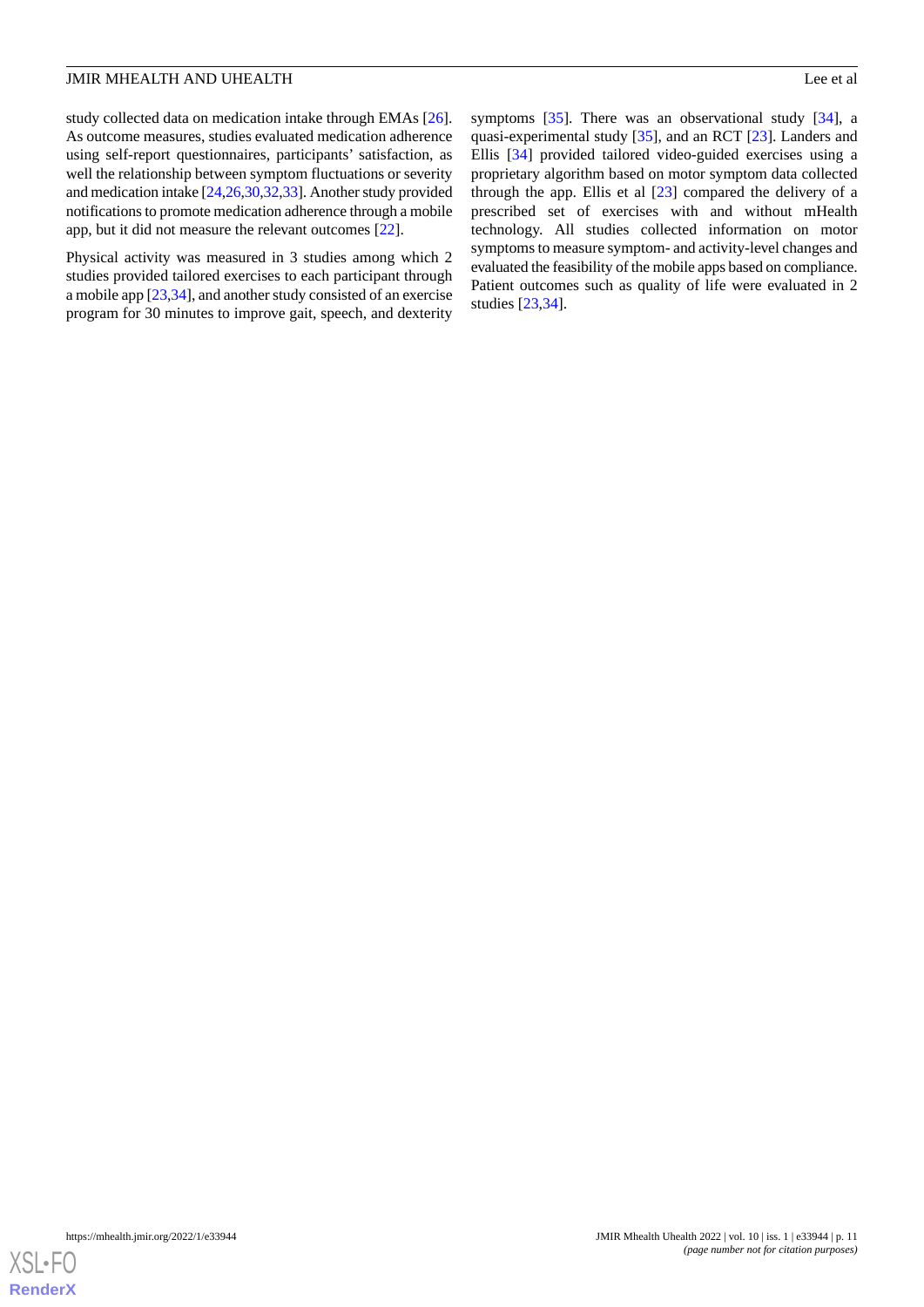study collected data on medication intake through EMAs [26]. As outcome measures, studies evaluated medication adherence using self-report questionnaires, participants' satisfaction, as well the relationship between symptom fluctuations or severity and medication intake [24,26,30,32,33]. Another study provided notifications to promote medication adherence through a mobile app, but it did not measure the relevant outcomes [22].

Physical activity was measured in 3 studies among which 2 studies provided tailored exercises to each participant through a mobile app [23,34], and another study consisted of an exercise program for 30 minutes to improve gait, speech, and dexterity symptoms [35]. There was an observational study [34], a quasi-experimental study [35], and an RCT [23]. Landers and Ellis [34] provided tailored video-guided exercises using a proprietary algorithm based on motor symptom data collected through the app. Ellis et al [23] compared the delivery of a prescribed set of exercises with and without mHealth technology. All studies collected information on motor symptoms to measure symptom- and activity-level changes and evaluated the feasibility of the mobile apps based on compliance. Patient outcomes such as quality of life were evaluated in 2 studies [23,34].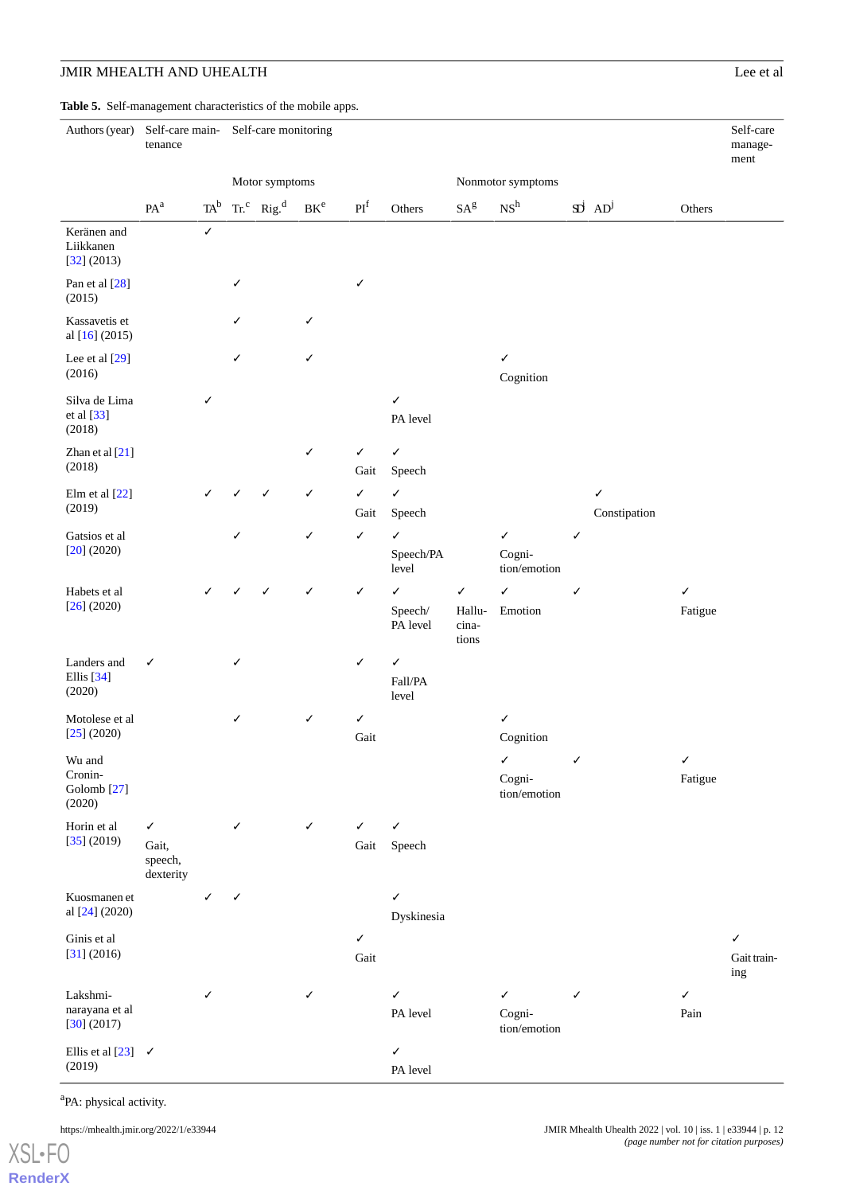**Table 5.** Self-management characteristics of the mobile apps.

| Authors (year) | Self-care maintenance | Self-care monitoring | | | | | | | | | | | Self-care management |
|---|---|---|---|---|---|---|---|---|---|---|---|---|---|
| | | Motor symptoms | | | | | | Nonmotor symptoms | | | | | |
| | PA[a] | TA[b] | Tr.[c] | Rig.[d] | BK[e] | PI[f] | Others | SA[g] | NS[h] | SD[i] | AD[j] | Others | |
| Keränen and Liikkanen [32] (2013) | | ✓ | | | | | | | | | | | |
| Pan et al [28] (2015) | | | ✓ | | | ✓ | | | | | | | |
| Kassavetis et al [16] (2015) | | | ✓ | | ✓ | | | | | | | | |
| Lee et al [29] (2016) | | | ✓ | | ✓ | | | | ✓ Cognition | | | | |
| Silva de Lima et al [33] (2018) | | ✓ | | | | | ✓ PA level | | | | | | |
| Zhan et al [21] (2018) | | | | | ✓ | ✓ Gait | ✓ Speech | | | | | | |
| Elm et al [22] (2019) | | ✓ | ✓ | ✓ | ✓ | ✓ Gait | ✓ Speech | | | | ✓ Constipation | | |
| Gatsios et al [20] (2020) | | | ✓ | | ✓ | ✓ | ✓ Speech/PA level | | ✓ Cognition/emotion | ✓ | | | |
| Habets et al [26] (2020) | | ✓ | ✓ | ✓ | ✓ | ✓ | ✓ Speech/ PA level | ✓ Hallucinations | ✓ Emotion | ✓ | | ✓ Fatigue | |
| Landers and Ellis [34] (2020) | ✓ | | ✓ | | | ✓ | ✓ Fall/PA level | | | | | | |
| Motolese et al [25] (2020) | | | ✓ | | ✓ | ✓ Gait | | | ✓ Cognition | | | | |
| Wu and Cronin-Golomb [27] (2020) | | | | | | | | | ✓ Cognition/emotion | ✓ | | ✓ Fatigue | |
| Horin et al [35] (2019) | ✓ Gait, speech, dexterity | | ✓ | | ✓ | ✓ Gait | ✓ Speech | | | | | | |
| Kuosmanen et al [24] (2020) | | ✓ | ✓ | | | | ✓ Dyskinesia | | | | | | |
| Ginis et al [31] (2016) | | | | | | ✓ Gait | | | | | | | ✓ Gait training |
| Lakshminarayana et al [30] (2017) | | ✓ | | | ✓ | | ✓ PA level | | ✓ Cognition/emotion | ✓ | | ✓ Pain | |
| Ellis et al [23] (2019) | ✓ | | | | | | ✓ PA level | | | | | | |

[a]PA: physical activity.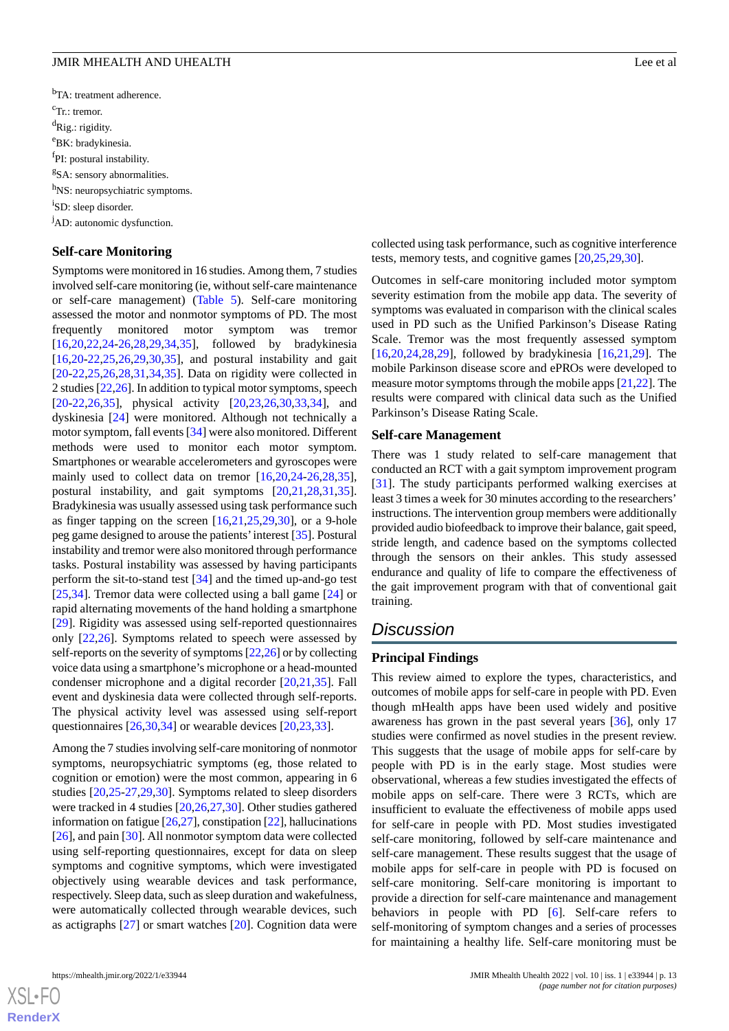[b]TA: treatment adherence.

[c]Tr.: tremor.

[d]Rig.: rigidity.

[e]BK: bradykinesia.

[f]PI: postural instability.

[g]SA: sensory abnormalities.

[h]NS: neuropsychiatric symptoms.

[i]SD: sleep disorder.

[j]AD: autonomic dysfunction.

### Self-care Monitoring

Symptoms were monitored in 16 studies. Among them, 7 studies involved self-care monitoring (ie, without self-care maintenance or self-care management) (Table 5). Self-care monitoring assessed the motor and nonmotor symptoms of PD. The most frequently monitored motor symptom was tremor [16,20,22,24-26,28,29,34,35], followed by bradykinesia [16,20-22,25,26,29,30,35], and postural instability and gait [20-22,25,26,28,31,34,35]. Data on rigidity were collected in 2 studies [22,26]. In addition to typical motor symptoms, speech [20-22,26,35], physical activity [20,23,26,30,33,34], and dyskinesia [24] were monitored. Although not technically a motor symptom, fall events [34] were also monitored. Different methods were used to monitor each motor symptom. Smartphones or wearable accelerometers and gyroscopes were mainly used to collect data on tremor [16,20,24-26,28,35], postural instability, and gait symptoms [20,21,28,31,35]. Bradykinesia was usually assessed using task performance such as finger tapping on the screen [16,21,25,29,30], or a 9-hole peg game designed to arouse the patients' interest [35]. Postural instability and tremor were also monitored through performance tasks. Postural instability was assessed by having participants perform the sit-to-stand test [34] and the timed up-and-go test [25,34]. Tremor data were collected using a ball game [24] or rapid alternating movements of the hand holding a smartphone [29]. Rigidity was assessed using self-reported questionnaires only [22,26]. Symptoms related to speech were assessed by self-reports on the severity of symptoms [22,26] or by collecting voice data using a smartphone's microphone or a head-mounted condenser microphone and a digital recorder [20,21,35]. Fall event and dyskinesia data were collected through self-reports. The physical activity level was assessed using self-report questionnaires [26,30,34] or wearable devices [20,23,33].

Among the 7 studies involving self-care monitoring of nonmotor symptoms, neuropsychiatric symptoms (eg, those related to cognition or emotion) were the most common, appearing in 6 studies [20,25-27,29,30]. Symptoms related to sleep disorders were tracked in 4 studies [20,26,27,30]. Other studies gathered information on fatigue [26,27], constipation [22], hallucinations [26], and pain [30]. All nonmotor symptom data were collected using self-reporting questionnaires, except for data on sleep symptoms and cognitive symptoms, which were investigated objectively using wearable devices and task performance, respectively. Sleep data, such as sleep duration and wakefulness, were automatically collected through wearable devices, such as actigraphs [27] or smart watches [20]. Cognition data were collected using task performance, such as cognitive interference tests, memory tests, and cognitive games [20,25,29,30].

Outcomes in self-care monitoring included motor symptom severity estimation from the mobile app data. The severity of symptoms was evaluated in comparison with the clinical scales used in PD such as the Unified Parkinson's Disease Rating Scale. Tremor was the most frequently assessed symptom [16,20,24,28,29], followed by bradykinesia [16,21,29]. The mobile Parkinson disease score and ePROs were developed to measure motor symptoms through the mobile apps [21,22]. The results were compared with clinical data such as the Unified Parkinson's Disease Rating Scale.

### Self-care Management

There was 1 study related to self-care management that conducted an RCT with a gait symptom improvement program [31]. The study participants performed walking exercises at least 3 times a week for 30 minutes according to the researchers' instructions. The intervention group members were additionally provided audio biofeedback to improve their balance, gait speed, stride length, and cadence based on the symptoms collected through the sensors on their ankles. This study assessed endurance and quality of life to compare the effectiveness of the gait improvement program with that of conventional gait training.

## *Discussion*

### Principal Findings

This review aimed to explore the types, characteristics, and outcomes of mobile apps for self-care in people with PD. Even though mHealth apps have been used widely and positive awareness has grown in the past several years [36], only 17 studies were confirmed as novel studies in the present review. This suggests that the usage of mobile apps for self-care by people with PD is in the early stage. Most studies were observational, whereas a few studies investigated the effects of mobile apps on self-care. There were 3 RCTs, which are insufficient to evaluate the effectiveness of mobile apps used for self-care in people with PD. Most studies investigated self-care monitoring, followed by self-care maintenance and self-care management. These results suggest that the usage of mobile apps for self-care in people with PD is focused on self-care monitoring. Self-care monitoring is important to provide a direction for self-care maintenance and management behaviors in people with PD [6]. Self-care refers to self-monitoring of symptom changes and a series of processes for maintaining a healthy life. Self-care monitoring must be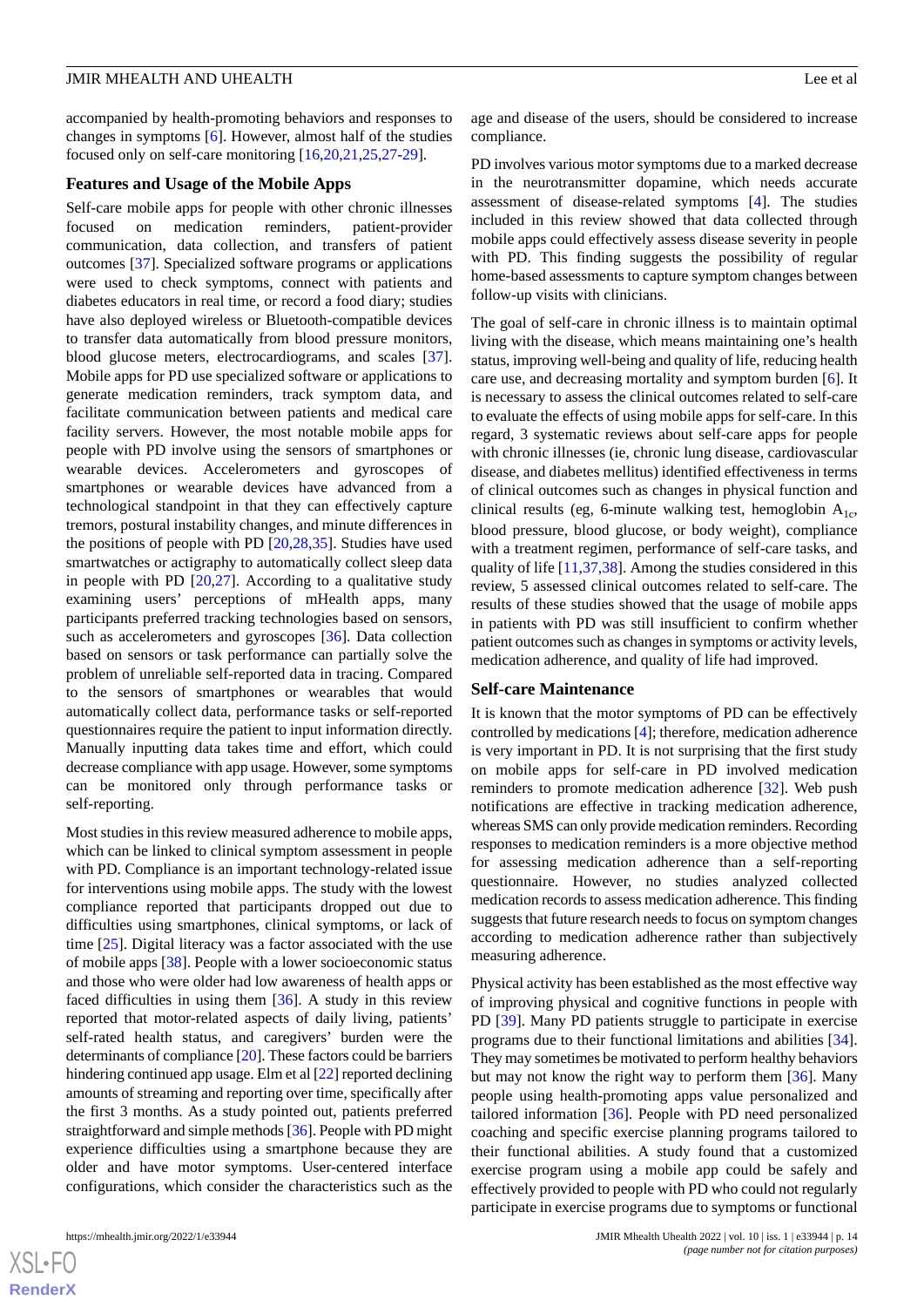accompanied by health-promoting behaviors and responses to changes in symptoms [6]. However, almost half of the studies focused only on self-care monitoring [16,20,21,25,27-29].

### Features and Usage of the Mobile Apps

Self-care mobile apps for people with other chronic illnesses focused on medication reminders, patient-provider communication, data collection, and transfers of patient outcomes [37]. Specialized software programs or applications were used to check symptoms, connect with patients and diabetes educators in real time, or record a food diary; studies have also deployed wireless or Bluetooth-compatible devices to transfer data automatically from blood pressure monitors, blood glucose meters, electrocardiograms, and scales [37]. Mobile apps for PD use specialized software or applications to generate medication reminders, track symptom data, and facilitate communication between patients and medical care facility servers. However, the most notable mobile apps for people with PD involve using the sensors of smartphones or wearable devices. Accelerometers and gyroscopes of smartphones or wearable devices have advanced from a technological standpoint in that they can effectively capture tremors, postural instability changes, and minute differences in the positions of people with PD [20,28,35]. Studies have used smartwatches or actigraphy to automatically collect sleep data in people with PD [20,27]. According to a qualitative study examining users' perceptions of mHealth apps, many participants preferred tracking technologies based on sensors, such as accelerometers and gyroscopes [36]. Data collection based on sensors or task performance can partially solve the problem of unreliable self-reported data in tracing. Compared to the sensors of smartphones or wearables that would automatically collect data, performance tasks or self-reported questionnaires require the patient to input information directly. Manually inputting data takes time and effort, which could decrease compliance with app usage. However, some symptoms can be monitored only through performance tasks or self-reporting.

Most studies in this review measured adherence to mobile apps, which can be linked to clinical symptom assessment in people with PD. Compliance is an important technology-related issue for interventions using mobile apps. The study with the lowest compliance reported that participants dropped out due to difficulties using smartphones, clinical symptoms, or lack of time [25]. Digital literacy was a factor associated with the use of mobile apps [38]. People with a lower socioeconomic status and those who were older had low awareness of health apps or faced difficulties in using them [36]. A study in this review reported that motor-related aspects of daily living, patients' self-rated health status, and caregivers' burden were the determinants of compliance [20]. These factors could be barriers hindering continued app usage. Elm et al [22] reported declining amounts of streaming and reporting over time, specifically after the first 3 months. As a study pointed out, patients preferred straightforward and simple methods [36]. People with PD might experience difficulties using a smartphone because they are older and have motor symptoms. User-centered interface configurations, which consider the characteristics such as the age and disease of the users, should be considered to increase compliance.

PD involves various motor symptoms due to a marked decrease in the neurotransmitter dopamine, which needs accurate assessment of disease-related symptoms [4]. The studies included in this review showed that data collected through mobile apps could effectively assess disease severity in people with PD. This finding suggests the possibility of regular home-based assessments to capture symptom changes between follow-up visits with clinicians.

The goal of self-care in chronic illness is to maintain optimal living with the disease, which means maintaining one's health status, improving well-being and quality of life, reducing health care use, and decreasing mortality and symptom burden [6]. It is necessary to assess the clinical outcomes related to self-care to evaluate the effects of using mobile apps for self-care. In this regard, 3 systematic reviews about self-care apps for people with chronic illnesses (ie, chronic lung disease, cardiovascular disease, and diabetes mellitus) identified effectiveness in terms of clinical outcomes such as changes in physical function and clinical results (eg, 6-minute walking test, hemoglobin $A_{1c}$, blood pressure, blood glucose, or body weight), compliance with a treatment regimen, performance of self-care tasks, and quality of life [11,37,38]. Among the studies considered in this review, 5 assessed clinical outcomes related to self-care. The results of these studies showed that the usage of mobile apps in patients with PD was still insufficient to confirm whether patient outcomes such as changes in symptoms or activity levels, medication adherence, and quality of life had improved.

### Self-care Maintenance

It is known that the motor symptoms of PD can be effectively controlled by medications [4]; therefore, medication adherence is very important in PD. It is not surprising that the first study on mobile apps for self-care in PD involved medication reminders to promote medication adherence [32]. Web push notifications are effective in tracking medication adherence, whereas SMS can only provide medication reminders. Recording responses to medication reminders is a more objective method for assessing medication adherence than a self-reporting questionnaire. However, no studies analyzed collected medication records to assess medication adherence. This finding suggests that future research needs to focus on symptom changes according to medication adherence rather than subjectively measuring adherence.

Physical activity has been established as the most effective way of improving physical and cognitive functions in people with PD [39]. Many PD patients struggle to participate in exercise programs due to their functional limitations and abilities [34]. They may sometimes be motivated to perform healthy behaviors but may not know the right way to perform them [36]. Many people using health-promoting apps value personalized and tailored information [36]. People with PD need personalized coaching and specific exercise planning programs tailored to their functional abilities. A study found that a customized exercise program using a mobile app could be safely and effectively provided to people with PD who could not regularly participate in exercise programs due to symptoms or functional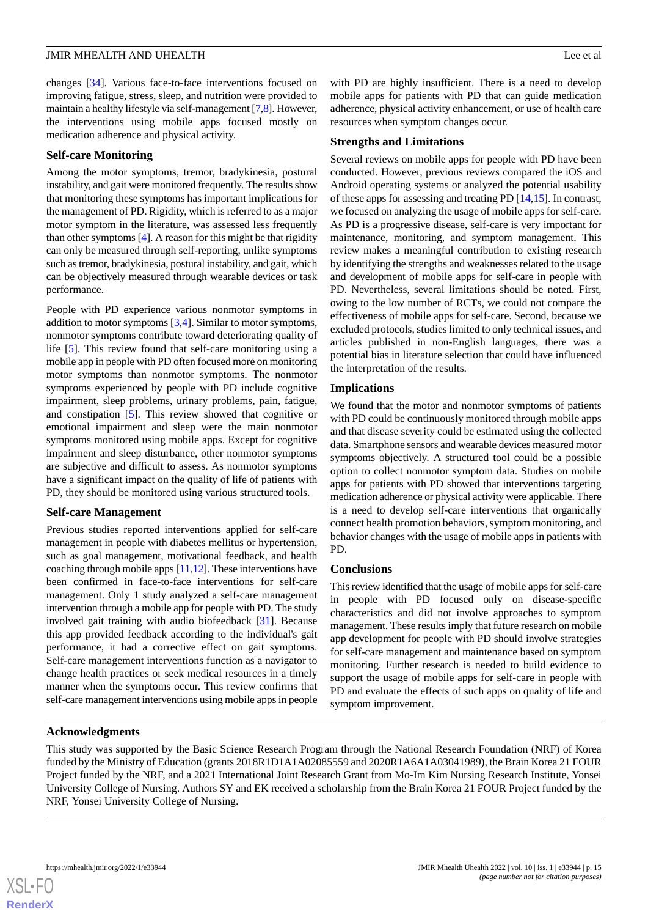changes [34]. Various face-to-face interventions focused on improving fatigue, stress, sleep, and nutrition were provided to maintain a healthy lifestyle via self-management [7,8]. However, the interventions using mobile apps focused mostly on medication adherence and physical activity.

### Self-care Monitoring

Among the motor symptoms, tremor, bradykinesia, postural instability, and gait were monitored frequently. The results show that monitoring these symptoms has important implications for the management of PD. Rigidity, which is referred to as a major motor symptom in the literature, was assessed less frequently than other symptoms [4]. A reason for this might be that rigidity can only be measured through self-reporting, unlike symptoms such as tremor, bradykinesia, postural instability, and gait, which can be objectively measured through wearable devices or task performance.

People with PD experience various nonmotor symptoms in addition to motor symptoms [3,4]. Similar to motor symptoms, nonmotor symptoms contribute toward deteriorating quality of life [5]. This review found that self-care monitoring using a mobile app in people with PD often focused more on monitoring motor symptoms than nonmotor symptoms. The nonmotor symptoms experienced by people with PD include cognitive impairment, sleep problems, urinary problems, pain, fatigue, and constipation [5]. This review showed that cognitive or emotional impairment and sleep were the main nonmotor symptoms monitored using mobile apps. Except for cognitive impairment and sleep disturbance, other nonmotor symptoms are subjective and difficult to assess. As nonmotor symptoms have a significant impact on the quality of life of patients with PD, they should be monitored using various structured tools.

### Self-care Management

Previous studies reported interventions applied for self-care management in people with diabetes mellitus or hypertension, such as goal management, motivational feedback, and health coaching through mobile apps [11,12]. These interventions have been confirmed in face-to-face interventions for self-care management. Only 1 study analyzed a self-care management intervention through a mobile app for people with PD. The study involved gait training with audio biofeedback [31]. Because this app provided feedback according to the individual's gait performance, it had a corrective effect on gait symptoms. Self-care management interventions function as a navigator to change health practices or seek medical resources in a timely manner when the symptoms occur. This review confirms that self-care management interventions using mobile apps in people with PD are highly insufficient. There is a need to develop mobile apps for patients with PD that can guide medication adherence, physical activity enhancement, or use of health care resources when symptom changes occur.

### Strengths and Limitations

Several reviews on mobile apps for people with PD have been conducted. However, previous reviews compared the iOS and Android operating systems or analyzed the potential usability of these apps for assessing and treating PD [14,15]. In contrast, we focused on analyzing the usage of mobile apps for self-care. As PD is a progressive disease, self-care is very important for maintenance, monitoring, and symptom management. This review makes a meaningful contribution to existing research by identifying the strengths and weaknesses related to the usage and development of mobile apps for self-care in people with PD. Nevertheless, several limitations should be noted. First, owing to the low number of RCTs, we could not compare the effectiveness of mobile apps for self-care. Second, because we excluded protocols, studies limited to only technical issues, and articles published in non-English languages, there was a potential bias in literature selection that could have influenced the interpretation of the results.

### Implications

We found that the motor and nonmotor symptoms of patients with PD could be continuously monitored through mobile apps and that disease severity could be estimated using the collected data. Smartphone sensors and wearable devices measured motor symptoms objectively. A structured tool could be a possible option to collect nonmotor symptom data. Studies on mobile apps for patients with PD showed that interventions targeting medication adherence or physical activity were applicable. There is a need to develop self-care interventions that organically connect health promotion behaviors, symptom monitoring, and behavior changes with the usage of mobile apps in patients with PD.

### Conclusions

This review identified that the usage of mobile apps for self-care in people with PD focused only on disease-specific characteristics and did not involve approaches to symptom management. These results imply that future research on mobile app development for people with PD should involve strategies for self-care management and maintenance based on symptom monitoring. Further research is needed to build evidence to support the usage of mobile apps for self-care in people with PD and evaluate the effects of such apps on quality of life and symptom improvement.

## Acknowledgments

This study was supported by the Basic Science Research Program through the National Research Foundation (NRF) of Korea funded by the Ministry of Education (grants 2018R1D1A1A02085559 and 2020R1A6A1A03041989), the Brain Korea 21 FOUR Project funded by the NRF, and a 2021 International Joint Research Grant from Mo-Im Kim Nursing Research Institute, Yonsei University College of Nursing. Authors SY and EK received a scholarship from the Brain Korea 21 FOUR Project funded by the NRF, Yonsei University College of Nursing.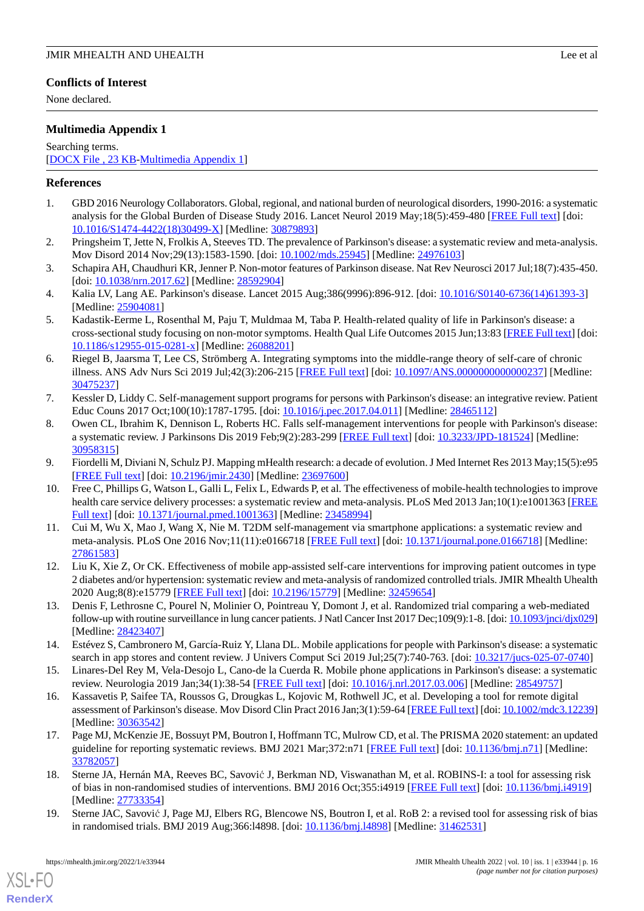## Conflicts of Interest

None declared.

## Multimedia Appendix 1

Searching terms.

[DOCX File , 23 KB-Multimedia Appendix 1]

## References

1. GBD 2016 Neurology Collaborators. Global, regional, and national burden of neurological disorders, 1990-2016: a systematic analysis for the Global Burden of Disease Study 2016. Lancet Neurol 2019 May;18(5):459-480 [FREE Full text] [doi: 10.1016/S1474-4422(18)30499-X] [Medline: 30879893]
2. Pringsheim T, Jette N, Frolkis A, Steeves TD. The prevalence of Parkinson's disease: a systematic review and meta-analysis. Mov Disord 2014 Nov;29(13):1583-1590. [doi: 10.1002/mds.25945] [Medline: 24976103]
3. Schapira AH, Chaudhuri KR, Jenner P. Non-motor features of Parkinson disease. Nat Rev Neurosci 2017 Jul;18(7):435-450. [doi: 10.1038/nrn.2017.62] [Medline: 28592904]
4. Kalia LV, Lang AE. Parkinson's disease. Lancet 2015 Aug;386(9996):896-912. [doi: 10.1016/S0140-6736(14)61393-3] [Medline: 25904081]
5. Kadastik-Eerme L, Rosenthal M, Paju T, Muldmaa M, Taba P. Health-related quality of life in Parkinson's disease: a cross-sectional study focusing on non-motor symptoms. Health Qual Life Outcomes 2015 Jun;13:83 [FREE Full text] [doi: 10.1186/s12955-015-0281-x] [Medline: 26088201]
6. Riegel B, Jaarsma T, Lee CS, Strömberg A. Integrating symptoms into the middle-range theory of self-care of chronic illness. ANS Adv Nurs Sci 2019 Jul;42(3):206-215 [FREE Full text] [doi: 10.1097/ANS.0000000000000237] [Medline: 30475237]
7. Kessler D, Liddy C. Self-management support programs for persons with Parkinson's disease: an integrative review. Patient Educ Couns 2017 Oct;100(10):1787-1795. [doi: 10.1016/j.pec.2017.04.011] [Medline: 28465112]
8. Owen CL, Ibrahim K, Dennison L, Roberts HC. Falls self-management interventions for people with Parkinson's disease: a systematic review. J Parkinsons Dis 2019 Feb;9(2):283-299 [FREE Full text] [doi: 10.3233/JPD-181524] [Medline: 30958315]
9. Fiordelli M, Diviani N, Schulz PJ. Mapping mHealth research: a decade of evolution. J Med Internet Res 2013 May;15(5):e95 [FREE Full text] [doi: 10.2196/jmir.2430] [Medline: 23697600]
10. Free C, Phillips G, Watson L, Galli L, Felix L, Edwards P, et al. The effectiveness of mobile-health technologies to improve health care service delivery processes: a systematic review and meta-analysis. PLoS Med 2013 Jan;10(1):e1001363 [FREE Full text] [doi: 10.1371/journal.pmed.1001363] [Medline: 23458994]
11. Cui M, Wu X, Mao J, Wang X, Nie M. T2DM self-management via smartphone applications: a systematic review and meta-analysis. PLoS One 2016 Nov;11(11):e0166718 [FREE Full text] [doi: 10.1371/journal.pone.0166718] [Medline: 27861583]
12. Liu K, Xie Z, Or CK. Effectiveness of mobile app-assisted self-care interventions for improving patient outcomes in type 2 diabetes and/or hypertension: systematic review and meta-analysis of randomized controlled trials. JMIR Mhealth Uhealth 2020 Aug;8(8):e15779 [FREE Full text] [doi: 10.2196/15779] [Medline: 32459654]
13. Denis F, Lethrosne C, Pourel N, Molinier O, Pointreau Y, Domont J, et al. Randomized trial comparing a web-mediated follow-up with routine surveillance in lung cancer patients. J Natl Cancer Inst 2017 Dec;109(9):1-8. [doi: 10.1093/jnci/djx029] [Medline: 28423407]
14. Estévez S, Cambronero M, García-Ruiz Y, Llana DL. Mobile applications for people with Parkinson's disease: a systematic search in app stores and content review. J Univers Comput Sci 2019 Jul;25(7):740-763. [doi: 10.3217/jucs-025-07-0740]
15. Linares-Del Rey M, Vela-Desojo L, Cano-de la Cuerda R. Mobile phone applications in Parkinson's disease: a systematic review. Neurologia 2019 Jan;34(1):38-54 [FREE Full text] [doi: 10.1016/j.nrl.2017.03.006] [Medline: 28549757]
16. Kassavetis P, Saifee TA, Roussos G, Drougkas L, Kojovic M, Rothwell JC, et al. Developing a tool for remote digital assessment of Parkinson's disease. Mov Disord Clin Pract 2016 Jan;3(1):59-64 [FREE Full text] [doi: 10.1002/mdc3.12239] [Medline: 30363542]
17. Page MJ, McKenzie JE, Bossuyt PM, Boutron I, Hoffmann TC, Mulrow CD, et al. The PRISMA 2020 statement: an updated guideline for reporting systematic reviews. BMJ 2021 Mar;372:n71 [FREE Full text] [doi: 10.1136/bmj.n71] [Medline: 33782057]
18. Sterne JA, Hernán MA, Reeves BC, Savović J, Berkman ND, Viswanathan M, et al. ROBINS-I: a tool for assessing risk of bias in non-randomised studies of interventions. BMJ 2016 Oct;355:i4919 [FREE Full text] [doi: 10.1136/bmj.i4919] [Medline: 27733354]
19. Sterne JAC, Savović J, Page MJ, Elbers RG, Blencowe NS, Boutron I, et al. RoB 2: a revised tool for assessing risk of bias in randomised trials. BMJ 2019 Aug;366:l4898. [doi: 10.1136/bmj.l4898] [Medline: 31462531]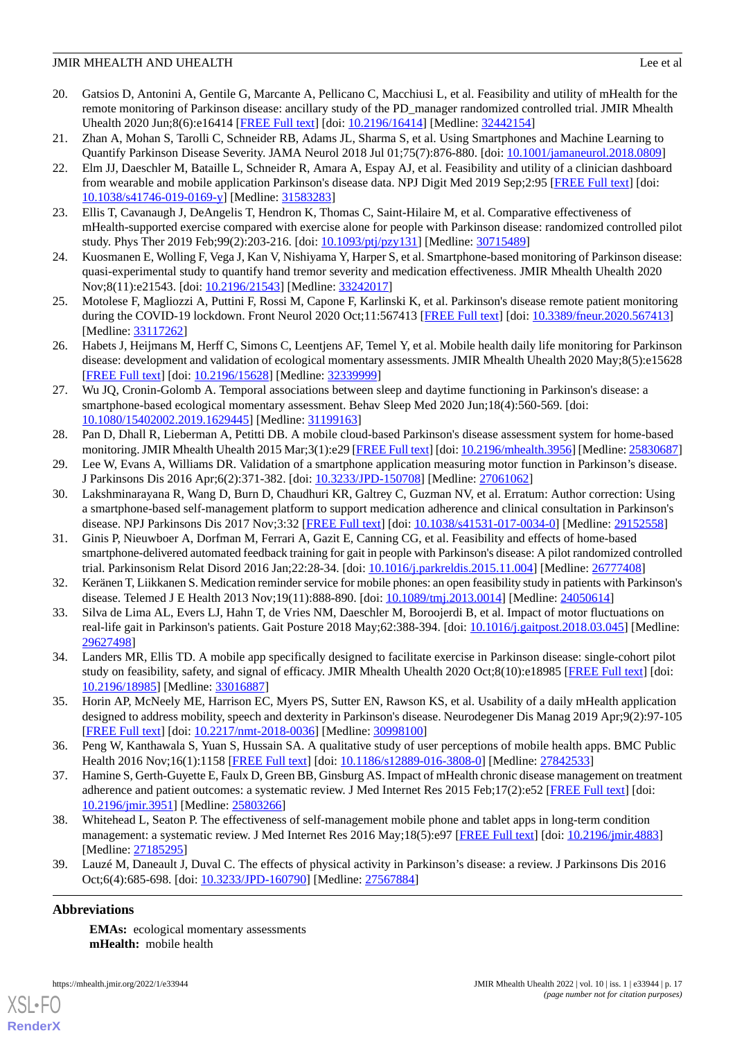20. Gatsios D, Antonini A, Gentile G, Marcante A, Pellicano C, Macchiusi L, et al. Feasibility and utility of mHealth for the remote monitoring of Parkinson disease: ancillary study of the PD_manager randomized controlled trial. JMIR Mhealth Uhealth 2020 Jun;8(6):e16414 [FREE Full text] [doi: 10.2196/16414] [Medline: 32442154]
21. Zhan A, Mohan S, Tarolli C, Schneider RB, Adams JL, Sharma S, et al. Using Smartphones and Machine Learning to Quantify Parkinson Disease Severity. JAMA Neurol 2018 Jul 01;75(7):876-880. [doi: 10.1001/jamaneurol.2018.0809]
22. Elm JJ, Daeschler M, Bataille L, Schneider R, Amara A, Espay AJ, et al. Feasibility and utility of a clinician dashboard from wearable and mobile application Parkinson's disease data. NPJ Digit Med 2019 Sep;2:95 [FREE Full text] [doi: 10.1038/s41746-019-0169-y] [Medline: 31583283]
23. Ellis T, Cavanaugh J, DeAngelis T, Hendron K, Thomas C, Saint-Hilaire M, et al. Comparative effectiveness of mHealth-supported exercise compared with exercise alone for people with Parkinson disease: randomized controlled pilot study. Phys Ther 2019 Feb;99(2):203-216. [doi: 10.1093/ptj/pzy131] [Medline: 30715489]
24. Kuosmanen E, Wolling F, Vega J, Kan V, Nishiyama Y, Harper S, et al. Smartphone-based monitoring of Parkinson disease: quasi-experimental study to quantify hand tremor severity and medication effectiveness. JMIR Mhealth Uhealth 2020 Nov;8(11):e21543. [doi: 10.2196/21543] [Medline: 33242017]
25. Motolese F, Magliozzi A, Puttini F, Rossi M, Capone F, Karlinski K, et al. Parkinson's disease remote patient monitoring during the COVID-19 lockdown. Front Neurol 2020 Oct;11:567413 [FREE Full text] [doi: 10.3389/fneur.2020.567413] [Medline: 33117262]
26. Habets J, Heijmans M, Herff C, Simons C, Leentjens AF, Temel Y, et al. Mobile health daily life monitoring for Parkinson disease: development and validation of ecological momentary assessments. JMIR Mhealth Uhealth 2020 May;8(5):e15628 [FREE Full text] [doi: 10.2196/15628] [Medline: 32339999]
27. Wu JQ, Cronin-Golomb A. Temporal associations between sleep and daytime functioning in Parkinson's disease: a smartphone-based ecological momentary assessment. Behav Sleep Med 2020 Jun;18(4):560-569. [doi: 10.1080/15402002.2019.1629445] [Medline: 31199163]
28. Pan D, Dhall R, Lieberman A, Petitti DB. A mobile cloud-based Parkinson's disease assessment system for home-based monitoring. JMIR Mhealth Uhealth 2015 Mar;3(1):e29 [FREE Full text] [doi: 10.2196/mhealth.3956] [Medline: 25830687]
29. Lee W, Evans A, Williams DR. Validation of a smartphone application measuring motor function in Parkinson's disease. J Parkinsons Dis 2016 Apr;6(2):371-382. [doi: 10.3233/JPD-150708] [Medline: 27061062]
30. Lakshminarayana R, Wang D, Burn D, Chaudhuri KR, Galtrey C, Guzman NV, et al. Erratum: Author correction: Using a smartphone-based self-management platform to support medication adherence and clinical consultation in Parkinson's disease. NPJ Parkinsons Dis 2017 Nov;3:32 [FREE Full text] [doi: 10.1038/s41531-017-0034-0] [Medline: 29152558]
31. Ginis P, Nieuwboer A, Dorfman M, Ferrari A, Gazit E, Canning CG, et al. Feasibility and effects of home-based smartphone-delivered automated feedback training for gait in people with Parkinson's disease: A pilot randomized controlled trial. Parkinsonism Relat Disord 2016 Jan;22:28-34. [doi: 10.1016/j.parkreldis.2015.11.004] [Medline: 26777408]
32. Keränen T, Liikkanen S. Medication reminder service for mobile phones: an open feasibility study in patients with Parkinson's disease. Telemed J E Health 2013 Nov;19(11):888-890. [doi: 10.1089/tmj.2013.0014] [Medline: 24050614]
33. Silva de Lima AL, Evers LJ, Hahn T, de Vries NM, Daeschler M, Boroojerdi B, et al. Impact of motor fluctuations on real-life gait in Parkinson's patients. Gait Posture 2018 May;62:388-394. [doi: 10.1016/j.gaitpost.2018.03.045] [Medline: 29627498]
34. Landers MR, Ellis TD. A mobile app specifically designed to facilitate exercise in Parkinson disease: single-cohort pilot study on feasibility, safety, and signal of efficacy. JMIR Mhealth Uhealth 2020 Oct;8(10):e18985 [FREE Full text] [doi: 10.2196/18985] [Medline: 33016887]
35. Horin AP, McNeely ME, Harrison EC, Myers PS, Sutter EN, Rawson KS, et al. Usability of a daily mHealth application designed to address mobility, speech and dexterity in Parkinson's disease. Neurodegener Dis Manag 2019 Apr;9(2):97-105 [FREE Full text] [doi: 10.2217/nmt-2018-0036] [Medline: 30998100]
36. Peng W, Kanthawala S, Yuan S, Hussain SA. A qualitative study of user perceptions of mobile health apps. BMC Public Health 2016 Nov;16(1):1158 [FREE Full text] [doi: 10.1186/s12889-016-3808-0] [Medline: 27842533]
37. Hamine S, Gerth-Guyette E, Faulx D, Green BB, Ginsburg AS. Impact of mHealth chronic disease management on treatment adherence and patient outcomes: a systematic review. J Med Internet Res 2015 Feb;17(2):e52 [FREE Full text] [doi: 10.2196/jmir.3951] [Medline: 25803266]
38. Whitehead L, Seaton P. The effectiveness of self-management mobile phone and tablet apps in long-term condition management: a systematic review. J Med Internet Res 2016 May;18(5):e97 [FREE Full text] [doi: 10.2196/jmir.4883] [Medline: 27185295]
39. Lauzé M, Daneault J, Duval C. The effects of physical activity in Parkinson's disease: a review. J Parkinsons Dis 2016 Oct;6(4):685-698. [doi: 10.3233/JPD-160790] [Medline: 27567884]

## Abbreviations

**EMAs:** ecological momentary assessments
**mHealth:** mobile health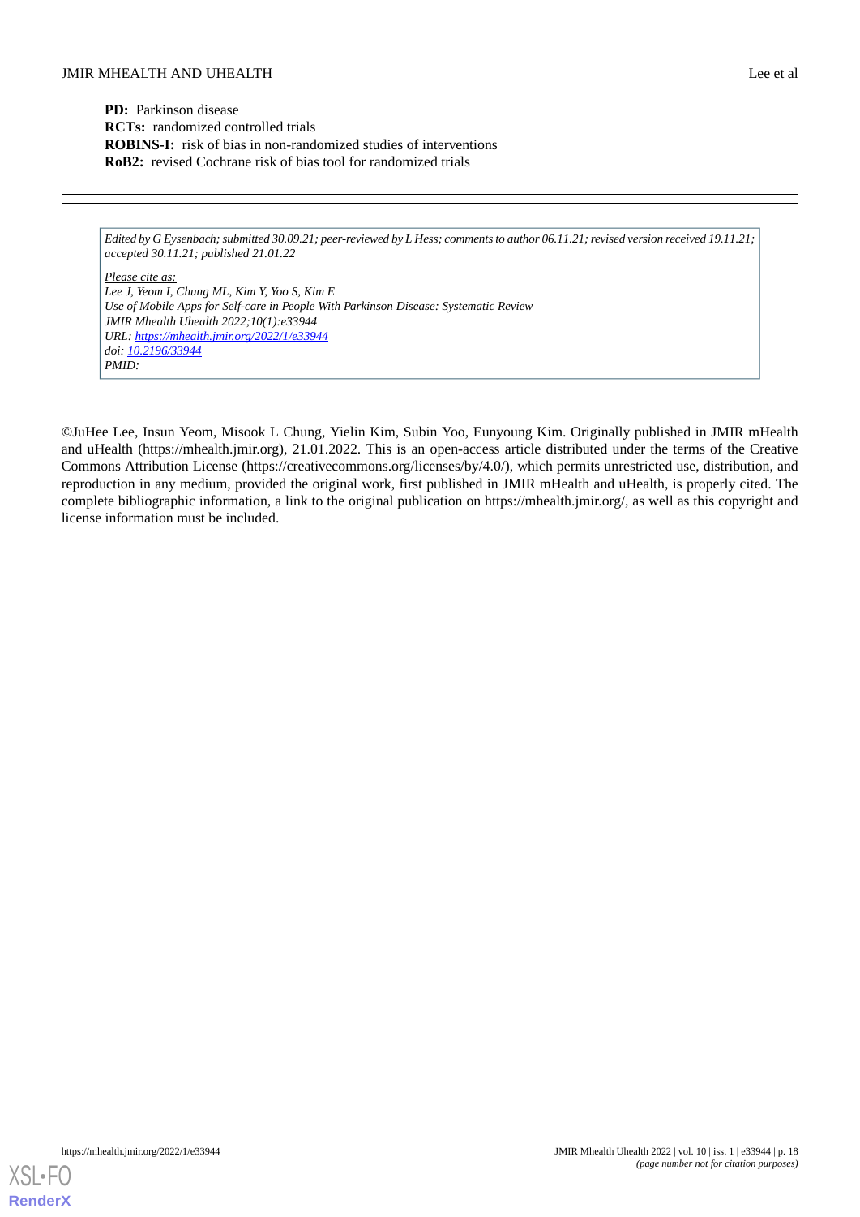**PD:** Parkinson disease
**RCTs:** randomized controlled trials
**ROBINS-I:** risk of bias in non-randomized studies of interventions
**RoB2:** revised Cochrane risk of bias tool for randomized trials

---

*Edited by G Eysenbach; submitted 30.09.21; peer-reviewed by L Hess; comments to author 06.11.21; revised version received 19.11.21; accepted 30.11.21; published 21.01.22*

*Please cite as:*
*Lee J, Yeom I, Chung ML, Kim Y, Yoo S, Kim E*
*Use of Mobile Apps for Self-care in People With Parkinson Disease: Systematic Review*
*JMIR Mhealth Uhealth 2022;10(1):e33944*
*URL: https://mhealth.jmir.org/2022/1/e33944*
*doi: 10.2196/33944*
*PMID:*

©JuHee Lee, Insun Yeom, Misook L Chung, Yielin Kim, Subin Yoo, Eunyoung Kim. Originally published in JMIR mHealth and uHealth (https://mhealth.jmir.org), 21.01.2022. This is an open-access article distributed under the terms of the Creative Commons Attribution License (https://creativecommons.org/licenses/by/4.0/), which permits unrestricted use, distribution, and reproduction in any medium, provided the original work, first published in JMIR mHealth and uHealth, is properly cited. The complete bibliographic information, a link to the original publication on https://mhealth.jmir.org/, as well as this copyright and license information must be included.